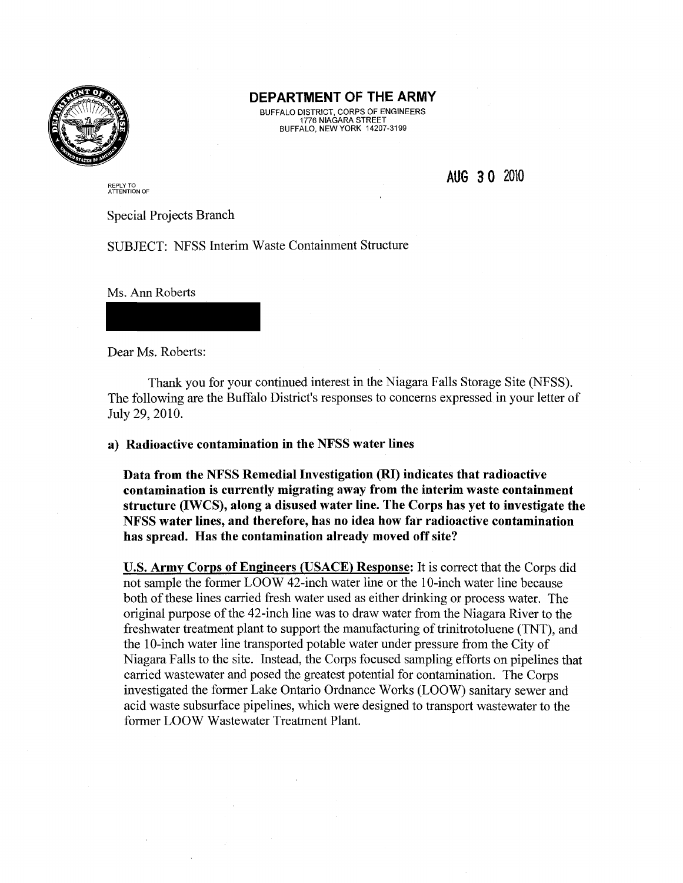# DEPARTMENT OF THE ARMY

BUFFALO DISTRICT, CORPS OF ENGINEERS
1776 NIAGARA STREET
BUFFALO, NEW YORK 14207-3199

AUG 30 2010

REPLY TO
ATTENTION OF

Special Projects Branch

SUBJECT: NFSS Interim Waste Containment Structure

Ms. Ann Roberts

Dear Ms. Roberts:

Thank you for your continued interest in the Niagara Falls Storage Site (NFSS). The following are the Buffalo District's responses to concerns expressed in your letter of July 29, 2010.

**a) Radioactive contamination in the NFSS water lines**

**Data from the NFSS Remedial Investigation (RI) indicates that radioactive contamination is currently migrating away from the interim waste containment structure (IWCS), along a disused water line. The Corps has yet to investigate the NFSS water lines, and therefore, has no idea how far radioactive contamination has spread. Has the contamination already moved off site?**

**U.S. Army Corps of Engineers (USACE) Response:** It is correct that the Corps did not sample the former LOOW 42-inch water line or the 10-inch water line because both of these lines carried fresh water used as either drinking or process water. The original purpose of the 42-inch line was to draw water from the Niagara River to the freshwater treatment plant to support the manufacturing of trinitrotoluene (TNT), and the 10-inch water line transported potable water under pressure from the City of Niagara Falls to the site. Instead, the Corps focused sampling efforts on pipelines that carried wastewater and posed the greatest potential for contamination. The Corps investigated the former Lake Ontario Ordnance Works (LOOW) sanitary sewer and acid waste subsurface pipelines, which were designed to transport wastewater to the former LOOW Wastewater Treatment Plant.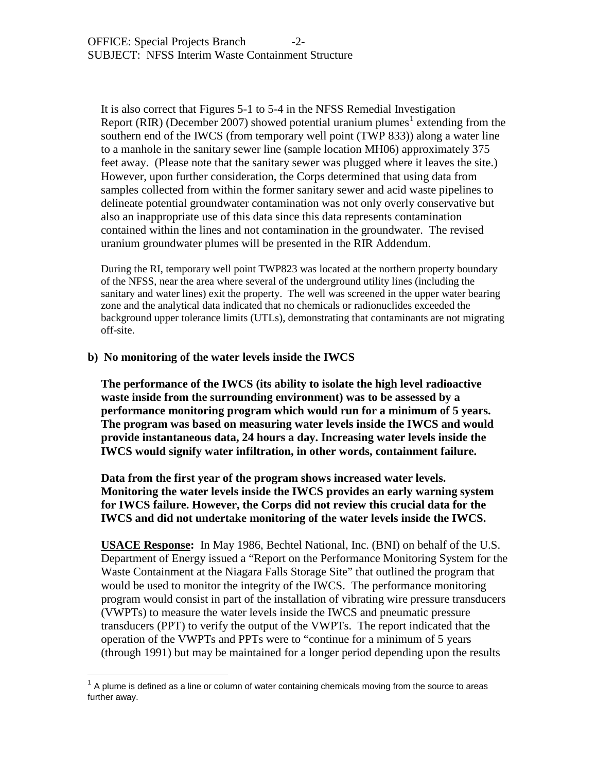It is also correct that Figures 5-1 to 5-4 in the NFSS Remedial Investigation Report (RIR) (December 2007) showed potential uranium plumes[1] extending from the southern end of the IWCS (from temporary well point (TWP 833)) along a water line to a manhole in the sanitary sewer line (sample location MH06) approximately 375 feet away. (Please note that the sanitary sewer was plugged where it leaves the site.) However, upon further consideration, the Corps determined that using data from samples collected from within the former sanitary sewer and acid waste pipelines to delineate potential groundwater contamination was not only overly conservative but also an inappropriate use of this data since this data represents contamination contained within the lines and not contamination in the groundwater. The revised uranium groundwater plumes will be presented in the RIR Addendum.

During the RI, temporary well point TWP823 was located at the northern property boundary of the NFSS, near the area where several of the underground utility lines (including the sanitary and water lines) exit the property. The well was screened in the upper water bearing zone and the analytical data indicated that no chemicals or radionuclides exceeded the background upper tolerance limits (UTLs), demonstrating that contaminants are not migrating off-site.

**b) No monitoring of the water levels inside the IWCS**

**The performance of the IWCS (its ability to isolate the high level radioactive waste inside from the surrounding environment) was to be assessed by a performance monitoring program which would run for a minimum of 5 years. The program was based on measuring water levels inside the IWCS and would provide instantaneous data, 24 hours a day. Increasing water levels inside the IWCS would signify water infiltration, in other words, containment failure.**

**Data from the first year of the program shows increased water levels. Monitoring the water levels inside the IWCS provides an early warning system for IWCS failure. However, the Corps did not review this crucial data for the IWCS and did not undertake monitoring of the water levels inside the IWCS.**

**USACE Response:** In May 1986, Bechtel National, Inc. (BNI) on behalf of the U.S. Department of Energy issued a "Report on the Performance Monitoring System for the Waste Containment at the Niagara Falls Storage Site" that outlined the program that would be used to monitor the integrity of the IWCS. The performance monitoring program would consist in part of the installation of vibrating wire pressure transducers (VWPTs) to measure the water levels inside the IWCS and pneumatic pressure transducers (PPT) to verify the output of the VWPTs. The report indicated that the operation of the VWPTs and PPTs were to "continue for a minimum of 5 years (through 1991) but may be maintained for a longer period depending upon the results

[1] A plume is defined as a line or column of water containing chemicals moving from the source to areas further away.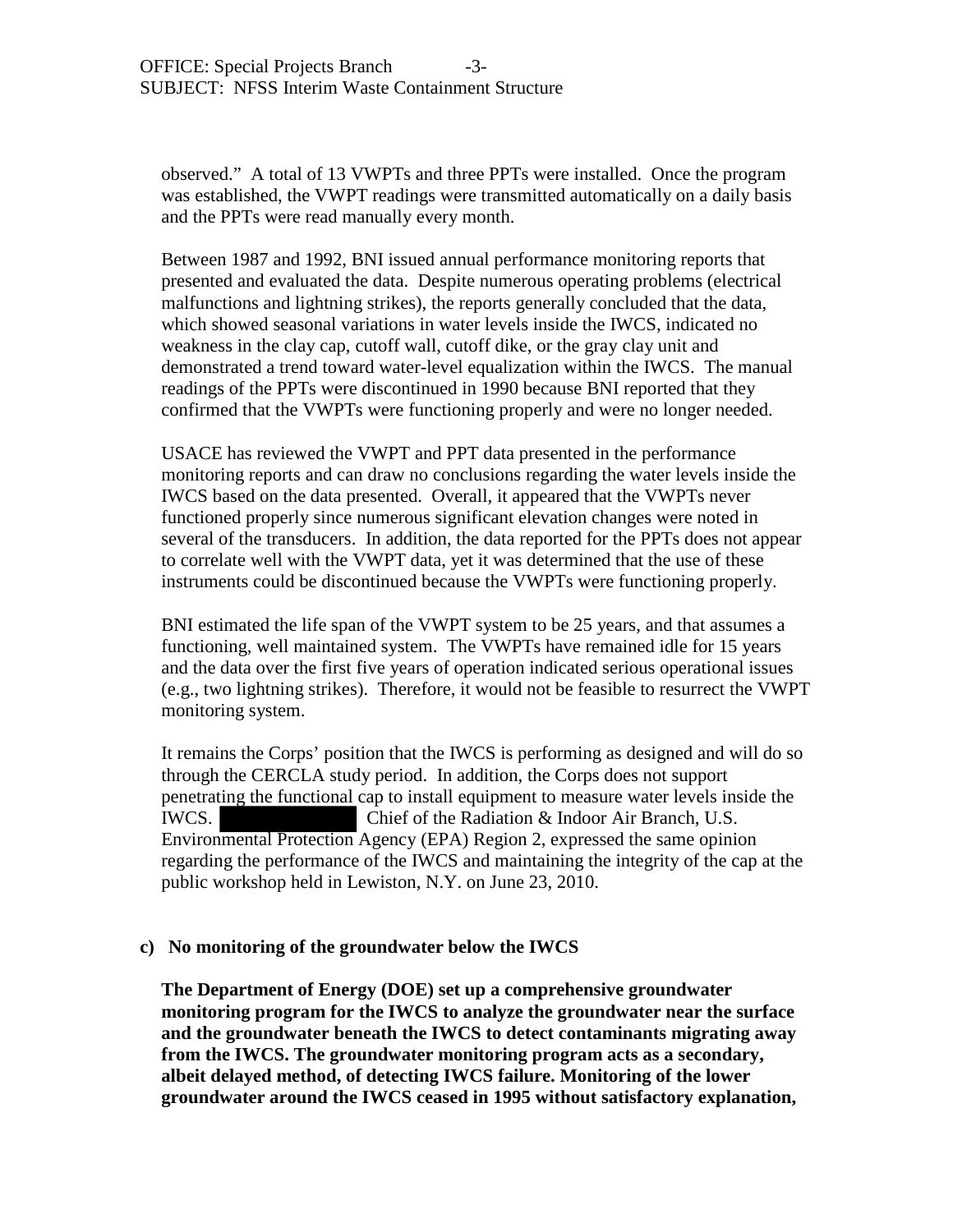observed." A total of 13 VWPTs and three PPTs were installed. Once the program was established, the VWPT readings were transmitted automatically on a daily basis and the PPTs were read manually every month.

Between 1987 and 1992, BNI issued annual performance monitoring reports that presented and evaluated the data. Despite numerous operating problems (electrical malfunctions and lightning strikes), the reports generally concluded that the data, which showed seasonal variations in water levels inside the IWCS, indicated no weakness in the clay cap, cutoff wall, cutoff dike, or the gray clay unit and demonstrated a trend toward water-level equalization within the IWCS. The manual readings of the PPTs were discontinued in 1990 because BNI reported that they confirmed that the VWPTs were functioning properly and were no longer needed.

USACE has reviewed the VWPT and PPT data presented in the performance monitoring reports and can draw no conclusions regarding the water levels inside the IWCS based on the data presented. Overall, it appeared that the VWPTs never functioned properly since numerous significant elevation changes were noted in several of the transducers. In addition, the data reported for the PPTs does not appear to correlate well with the VWPT data, yet it was determined that the use of these instruments could be discontinued because the VWPTs were functioning properly.

BNI estimated the life span of the VWPT system to be 25 years, and that assumes a functioning, well maintained system. The VWPTs have remained idle for 15 years and the data over the first five years of operation indicated serious operational issues (e.g., two lightning strikes). Therefore, it would not be feasible to resurrect the VWPT monitoring system.

It remains the Corps' position that the IWCS is performing as designed and will do so through the CERCLA study period. In addition, the Corps does not support penetrating the functional cap to install equipment to measure water levels inside the IWCS. [REDACTED] Chief of the Radiation & Indoor Air Branch, U.S. Environmental Protection Agency (EPA) Region 2, expressed the same opinion regarding the performance of the IWCS and maintaining the integrity of the cap at the public workshop held in Lewiston, N.Y. on June 23, 2010.

**c) No monitoring of the groundwater below the IWCS**

**The Department of Energy (DOE) set up a comprehensive groundwater monitoring program for the IWCS to analyze the groundwater near the surface and the groundwater beneath the IWCS to detect contaminants migrating away from the IWCS. The groundwater monitoring program acts as a secondary, albeit delayed method, of detecting IWCS failure. Monitoring of the lower groundwater around the IWCS ceased in 1995 without satisfactory explanation,**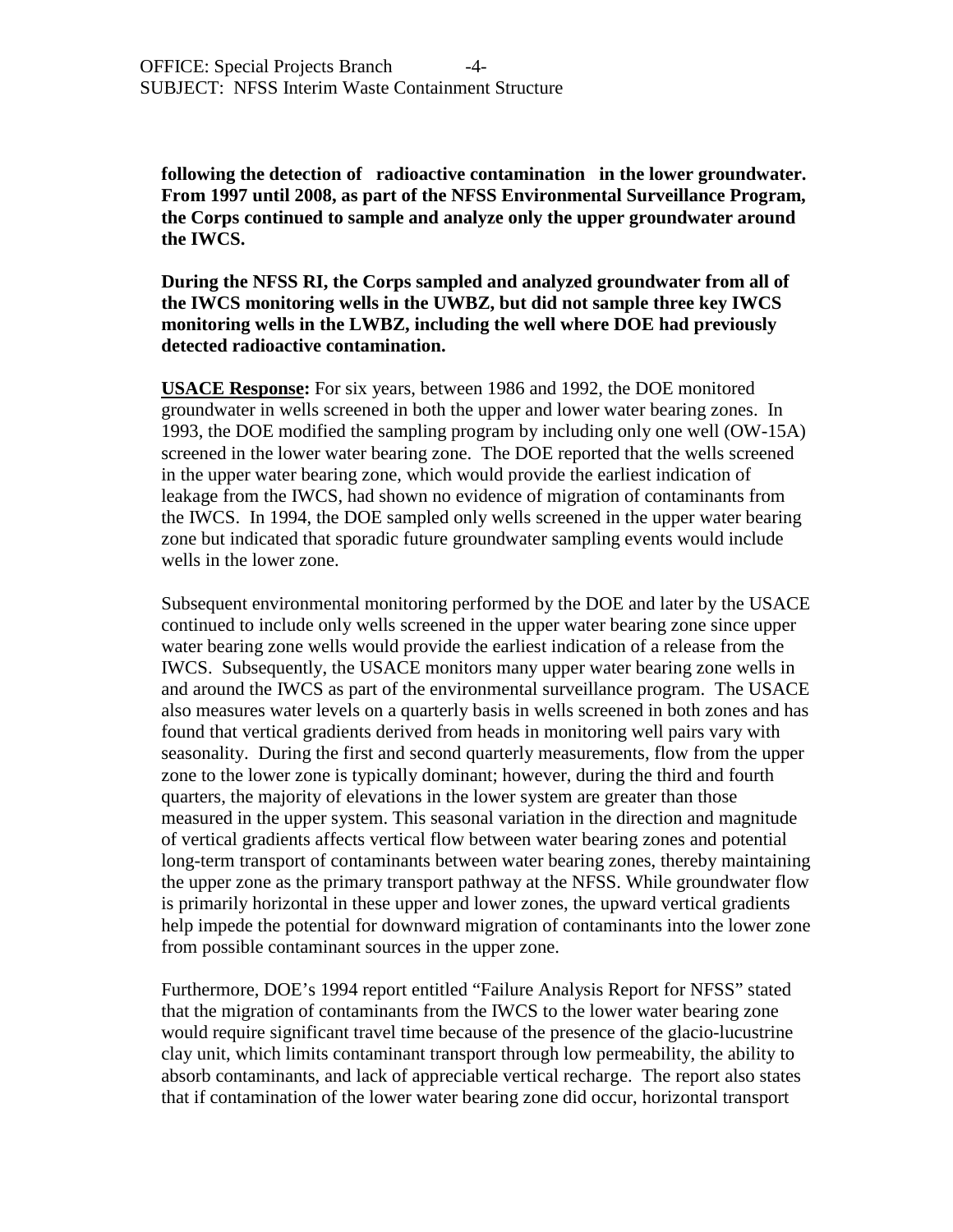**following the detection of radioactive contamination in the lower groundwater. From 1997 until 2008, as part of the NFSS Environmental Surveillance Program, the Corps continued to sample and analyze only the upper groundwater around the IWCS.**

**During the NFSS RI, the Corps sampled and analyzed groundwater from all of the IWCS monitoring wells in the UWBZ, but did not sample three key IWCS monitoring wells in the LWBZ, including the well where DOE had previously detected radioactive contamination.**

**USACE Response:** For six years, between 1986 and 1992, the DOE monitored groundwater in wells screened in both the upper and lower water bearing zones. In 1993, the DOE modified the sampling program by including only one well (OW-15A) screened in the lower water bearing zone. The DOE reported that the wells screened in the upper water bearing zone, which would provide the earliest indication of leakage from the IWCS, had shown no evidence of migration of contaminants from the IWCS. In 1994, the DOE sampled only wells screened in the upper water bearing zone but indicated that sporadic future groundwater sampling events would include wells in the lower zone.

Subsequent environmental monitoring performed by the DOE and later by the USACE continued to include only wells screened in the upper water bearing zone since upper water bearing zone wells would provide the earliest indication of a release from the IWCS. Subsequently, the USACE monitors many upper water bearing zone wells in and around the IWCS as part of the environmental surveillance program. The USACE also measures water levels on a quarterly basis in wells screened in both zones and has found that vertical gradients derived from heads in monitoring well pairs vary with seasonality. During the first and second quarterly measurements, flow from the upper zone to the lower zone is typically dominant; however, during the third and fourth quarters, the majority of elevations in the lower system are greater than those measured in the upper system. This seasonal variation in the direction and magnitude of vertical gradients affects vertical flow between water bearing zones and potential long-term transport of contaminants between water bearing zones, thereby maintaining the upper zone as the primary transport pathway at the NFSS. While groundwater flow is primarily horizontal in these upper and lower zones, the upward vertical gradients help impede the potential for downward migration of contaminants into the lower zone from possible contaminant sources in the upper zone.

Furthermore, DOE's 1994 report entitled "Failure Analysis Report for NFSS" stated that the migration of contaminants from the IWCS to the lower water bearing zone would require significant travel time because of the presence of the glacio-lucustrine clay unit, which limits contaminant transport through low permeability, the ability to absorb contaminants, and lack of appreciable vertical recharge. The report also states that if contamination of the lower water bearing zone did occur, horizontal transport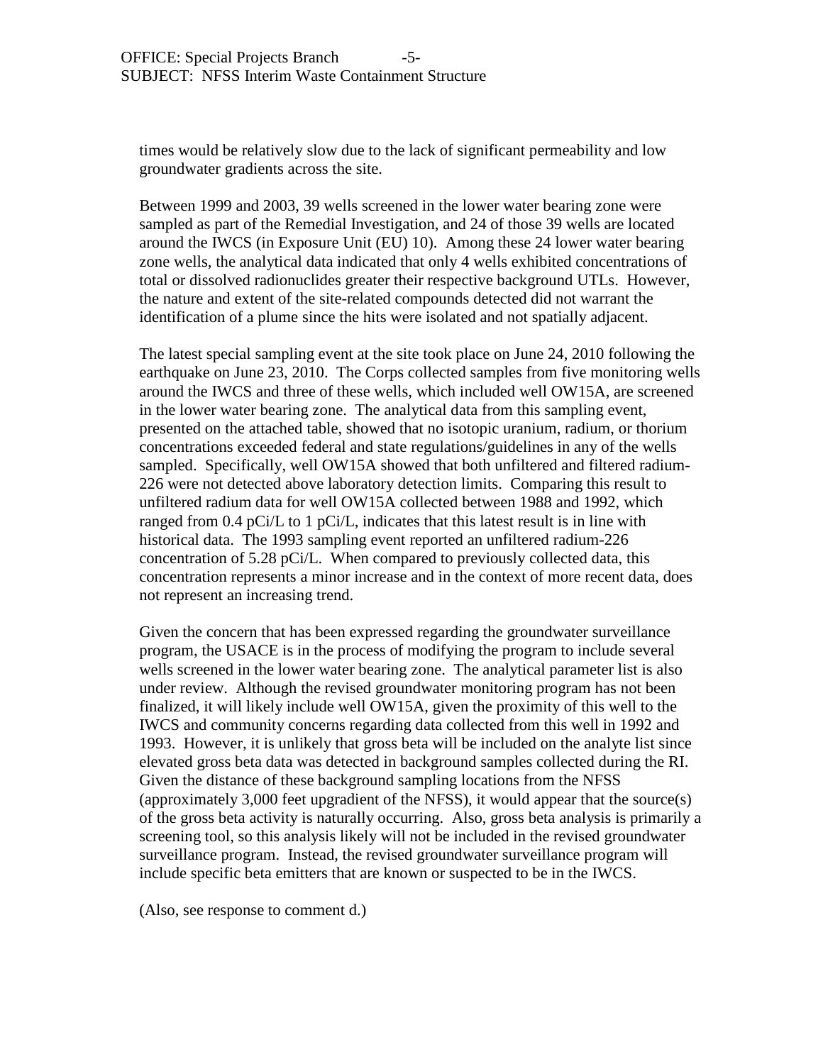times would be relatively slow due to the lack of significant permeability and low groundwater gradients across the site.

Between 1999 and 2003, 39 wells screened in the lower water bearing zone were sampled as part of the Remedial Investigation, and 24 of those 39 wells are located around the IWCS (in Exposure Unit (EU) 10). Among these 24 lower water bearing zone wells, the analytical data indicated that only 4 wells exhibited concentrations of total or dissolved radionuclides greater their respective background UTLs. However, the nature and extent of the site-related compounds detected did not warrant the identification of a plume since the hits were isolated and not spatially adjacent.

The latest special sampling event at the site took place on June 24, 2010 following the earthquake on June 23, 2010. The Corps collected samples from five monitoring wells around the IWCS and three of these wells, which included well OW15A, are screened in the lower water bearing zone. The analytical data from this sampling event, presented on the attached table, showed that no isotopic uranium, radium, or thorium concentrations exceeded federal and state regulations/guidelines in any of the wells sampled. Specifically, well OW15A showed that both unfiltered and filtered radium-226 were not detected above laboratory detection limits. Comparing this result to unfiltered radium data for well OW15A collected between 1988 and 1992, which ranged from 0.4 pCi/L to 1 pCi/L, indicates that this latest result is in line with historical data. The 1993 sampling event reported an unfiltered radium-226 concentration of 5.28 pCi/L. When compared to previously collected data, this concentration represents a minor increase and in the context of more recent data, does not represent an increasing trend.

Given the concern that has been expressed regarding the groundwater surveillance program, the USACE is in the process of modifying the program to include several wells screened in the lower water bearing zone. The analytical parameter list is also under review. Although the revised groundwater monitoring program has not been finalized, it will likely include well OW15A, given the proximity of this well to the IWCS and community concerns regarding data collected from this well in 1992 and 1993. However, it is unlikely that gross beta will be included on the analyte list since elevated gross beta data was detected in background samples collected during the RI. Given the distance of these background sampling locations from the NFSS (approximately 3,000 feet upgradient of the NFSS), it would appear that the source(s) of the gross beta activity is naturally occurring. Also, gross beta analysis is primarily a screening tool, so this analysis likely will not be included in the revised groundwater surveillance program. Instead, the revised groundwater surveillance program will include specific beta emitters that are known or suspected to be in the IWCS.

(Also, see response to comment d.)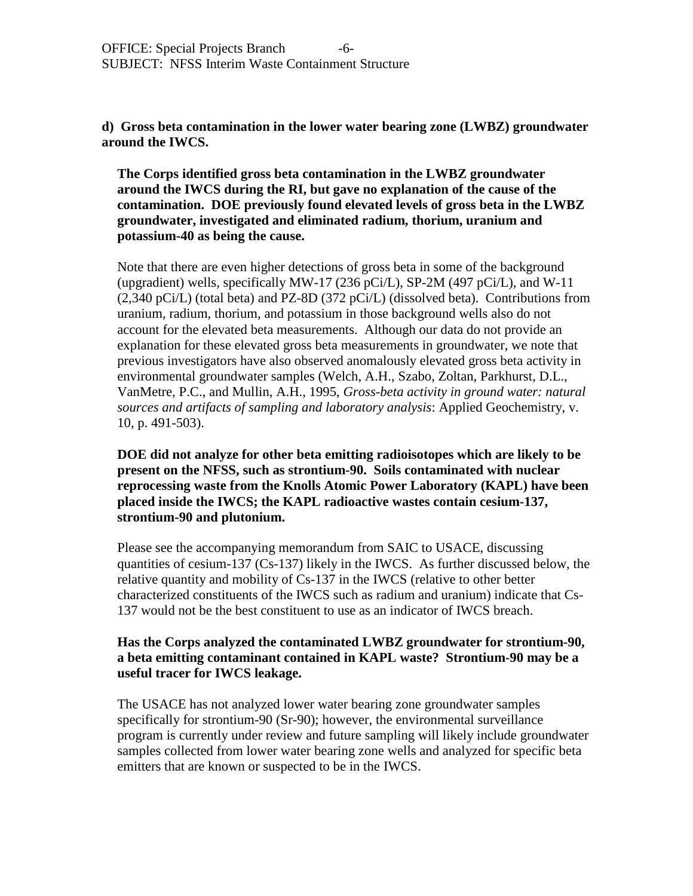**d) Gross beta contamination in the lower water bearing zone (LWBZ) groundwater around the IWCS.**

**The Corps identified gross beta contamination in the LWBZ groundwater around the IWCS during the RI, but gave no explanation of the cause of the contamination. DOE previously found elevated levels of gross beta in the LWBZ groundwater, investigated and eliminated radium, thorium, uranium and potassium-40 as being the cause.**

Note that there are even higher detections of gross beta in some of the background (upgradient) wells, specifically MW-17 (236 pCi/L), SP-2M (497 pCi/L), and W-11 (2,340 pCi/L) (total beta) and PZ-8D (372 pCi/L) (dissolved beta). Contributions from uranium, radium, thorium, and potassium in those background wells also do not account for the elevated beta measurements. Although our data do not provide an explanation for these elevated gross beta measurements in groundwater, we note that previous investigators have also observed anomalously elevated gross beta activity in environmental groundwater samples (Welch, A.H., Szabo, Zoltan, Parkhurst, D.L., VanMetre, P.C., and Mullin, A.H., 1995, *Gross-beta activity in ground water: natural sources and artifacts of sampling and laboratory analysis*: Applied Geochemistry, v. 10, p. 491-503).

**DOE did not analyze for other beta emitting radioisotopes which are likely to be present on the NFSS, such as strontium-90. Soils contaminated with nuclear reprocessing waste from the Knolls Atomic Power Laboratory (KAPL) have been placed inside the IWCS; the KAPL radioactive wastes contain cesium-137, strontium-90 and plutonium.**

Please see the accompanying memorandum from SAIC to USACE, discussing quantities of cesium-137 (Cs-137) likely in the IWCS. As further discussed below, the relative quantity and mobility of Cs-137 in the IWCS (relative to other better characterized constituents of the IWCS such as radium and uranium) indicate that Cs-137 would not be the best constituent to use as an indicator of IWCS breach.

**Has the Corps analyzed the contaminated LWBZ groundwater for strontium-90, a beta emitting contaminant contained in KAPL waste? Strontium-90 may be a useful tracer for IWCS leakage.**

The USACE has not analyzed lower water bearing zone groundwater samples specifically for strontium-90 (Sr-90); however, the environmental surveillance program is currently under review and future sampling will likely include groundwater samples collected from lower water bearing zone wells and analyzed for specific beta emitters that are known or suspected to be in the IWCS.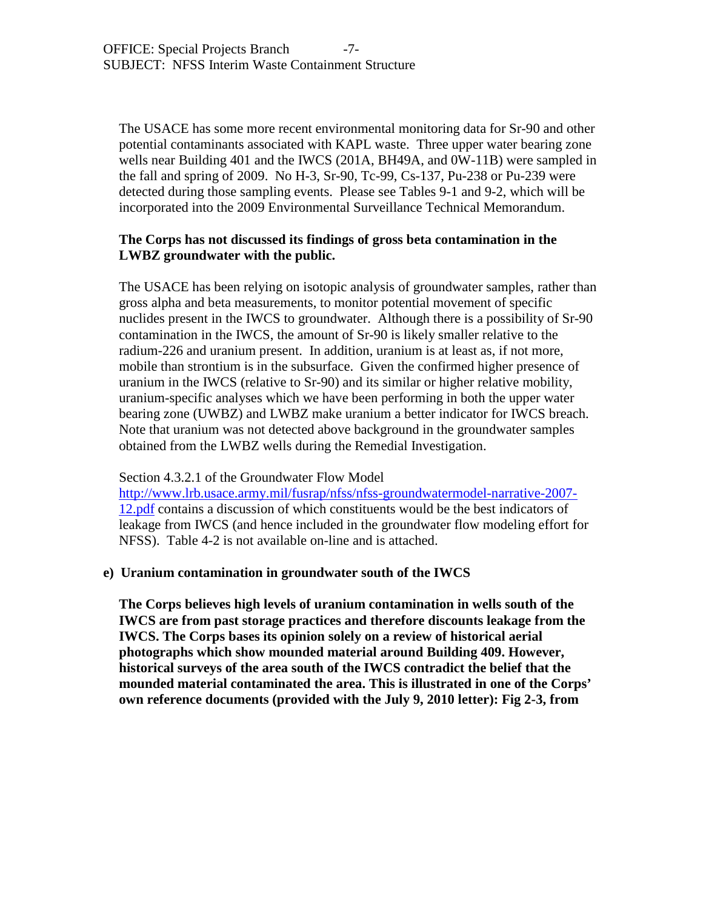The USACE has some more recent environmental monitoring data for Sr-90 and other potential contaminants associated with KAPL waste. Three upper water bearing zone wells near Building 401 and the IWCS (201A, BH49A, and 0W-11B) were sampled in the fall and spring of 2009. No H-3, Sr-90, Tc-99, Cs-137, Pu-238 or Pu-239 were detected during those sampling events. Please see Tables 9-1 and 9-2, which will be incorporated into the 2009 Environmental Surveillance Technical Memorandum.

**The Corps has not discussed its findings of gross beta contamination in the LWBZ groundwater with the public.**

The USACE has been relying on isotopic analysis of groundwater samples, rather than gross alpha and beta measurements, to monitor potential movement of specific nuclides present in the IWCS to groundwater. Although there is a possibility of Sr-90 contamination in the IWCS, the amount of Sr-90 is likely smaller relative to the radium-226 and uranium present. In addition, uranium is at least as, if not more, mobile than strontium is in the subsurface. Given the confirmed higher presence of uranium in the IWCS (relative to Sr-90) and its similar or higher relative mobility, uranium-specific analyses which we have been performing in both the upper water bearing zone (UWBZ) and LWBZ make uranium a better indicator for IWCS breach. Note that uranium was not detected above background in the groundwater samples obtained from the LWBZ wells during the Remedial Investigation.

Section 4.3.2.1 of the Groundwater Flow Model http://www.lrb.usace.army.mil/fusrap/nfss/nfss-groundwatermodel-narrative-2007-12.pdf contains a discussion of which constituents would be the best indicators of leakage from IWCS (and hence included in the groundwater flow modeling effort for NFSS). Table 4-2 is not available on-line and is attached.

**e) Uranium contamination in groundwater south of the IWCS**

**The Corps believes high levels of uranium contamination in wells south of the IWCS are from past storage practices and therefore discounts leakage from the IWCS. The Corps bases its opinion solely on a review of historical aerial photographs which show mounded material around Building 409. However, historical surveys of the area south of the IWCS contradict the belief that the mounded material contaminated the area. This is illustrated in one of the Corps' own reference documents (provided with the July 9, 2010 letter): Fig 2-3, from**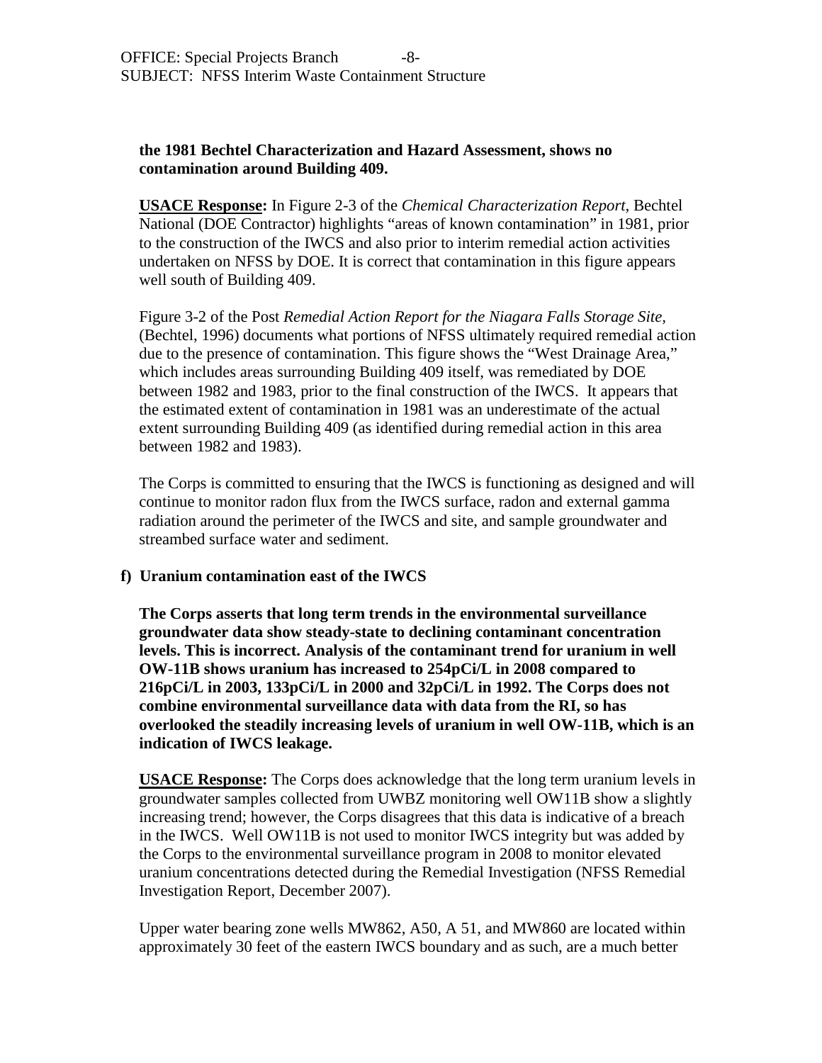**the 1981 Bechtel Characterization and Hazard Assessment, shows no contamination around Building 409.**

**USACE Response:** In Figure 2-3 of the *Chemical Characterization Report*, Bechtel National (DOE Contractor) highlights "areas of known contamination" in 1981, prior to the construction of the IWCS and also prior to interim remedial action activities undertaken on NFSS by DOE. It is correct that contamination in this figure appears well south of Building 409.

Figure 3-2 of the Post *Remedial Action Report for the Niagara Falls Storage Site,* (Bechtel, 1996) documents what portions of NFSS ultimately required remedial action due to the presence of contamination. This figure shows the "West Drainage Area," which includes areas surrounding Building 409 itself, was remediated by DOE between 1982 and 1983, prior to the final construction of the IWCS. It appears that the estimated extent of contamination in 1981 was an underestimate of the actual extent surrounding Building 409 (as identified during remedial action in this area between 1982 and 1983).

The Corps is committed to ensuring that the IWCS is functioning as designed and will continue to monitor radon flux from the IWCS surface, radon and external gamma radiation around the perimeter of the IWCS and site, and sample groundwater and streambed surface water and sediment.

**f) Uranium contamination east of the IWCS**

**The Corps asserts that long term trends in the environmental surveillance groundwater data show steady-state to declining contaminant concentration levels. This is incorrect. Analysis of the contaminant trend for uranium in well OW-11B shows uranium has increased to 254pCi/L in 2008 compared to 216pCi/L in 2003, 133pCi/L in 2000 and 32pCi/L in 1992. The Corps does not combine environmental surveillance data with data from the RI, so has overlooked the steadily increasing levels of uranium in well OW-11B, which is an indication of IWCS leakage.**

**USACE Response:** The Corps does acknowledge that the long term uranium levels in groundwater samples collected from UWBZ monitoring well OW11B show a slightly increasing trend; however, the Corps disagrees that this data is indicative of a breach in the IWCS. Well OW11B is not used to monitor IWCS integrity but was added by the Corps to the environmental surveillance program in 2008 to monitor elevated uranium concentrations detected during the Remedial Investigation (NFSS Remedial Investigation Report, December 2007).

Upper water bearing zone wells MW862, A50, A 51, and MW860 are located within approximately 30 feet of the eastern IWCS boundary and as such, are a much better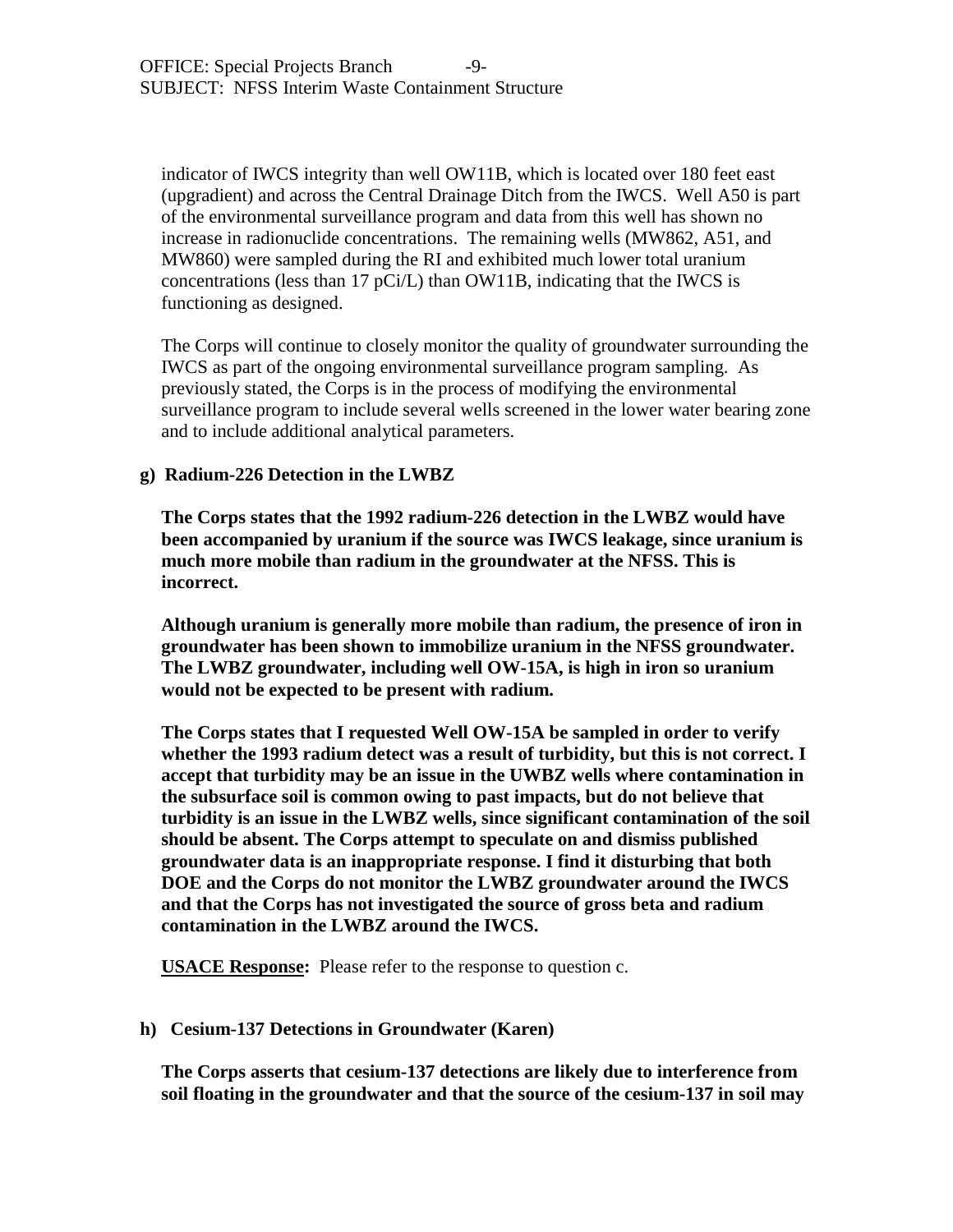indicator of IWCS integrity than well OW11B, which is located over 180 feet east (upgradient) and across the Central Drainage Ditch from the IWCS. Well A50 is part of the environmental surveillance program and data from this well has shown no increase in radionuclide concentrations. The remaining wells (MW862, A51, and MW860) were sampled during the RI and exhibited much lower total uranium concentrations (less than 17 pCi/L) than OW11B, indicating that the IWCS is functioning as designed.

The Corps will continue to closely monitor the quality of groundwater surrounding the IWCS as part of the ongoing environmental surveillance program sampling. As previously stated, the Corps is in the process of modifying the environmental surveillance program to include several wells screened in the lower water bearing zone and to include additional analytical parameters.

**g) Radium-226 Detection in the LWBZ**

**The Corps states that the 1992 radium-226 detection in the LWBZ would have been accompanied by uranium if the source was IWCS leakage, since uranium is much more mobile than radium in the groundwater at the NFSS. This is incorrect.**

**Although uranium is generally more mobile than radium, the presence of iron in groundwater has been shown to immobilize uranium in the NFSS groundwater. The LWBZ groundwater, including well OW-15A, is high in iron so uranium would not be expected to be present with radium.**

**The Corps states that I requested Well OW-15A be sampled in order to verify whether the 1993 radium detect was a result of turbidity, but this is not correct. I accept that turbidity may be an issue in the UWBZ wells where contamination in the subsurface soil is common owing to past impacts, but do not believe that turbidity is an issue in the LWBZ wells, since significant contamination of the soil should be absent. The Corps attempt to speculate on and dismiss published groundwater data is an inappropriate response. I find it disturbing that both DOE and the Corps do not monitor the LWBZ groundwater around the IWCS and that the Corps has not investigated the source of gross beta and radium contamination in the LWBZ around the IWCS.**

**<u>USACE Response</u>:** Please refer to the response to question c.

**h) Cesium-137 Detections in Groundwater (Karen)**

**The Corps asserts that cesium-137 detections are likely due to interference from soil floating in the groundwater and that the source of the cesium-137 in soil may**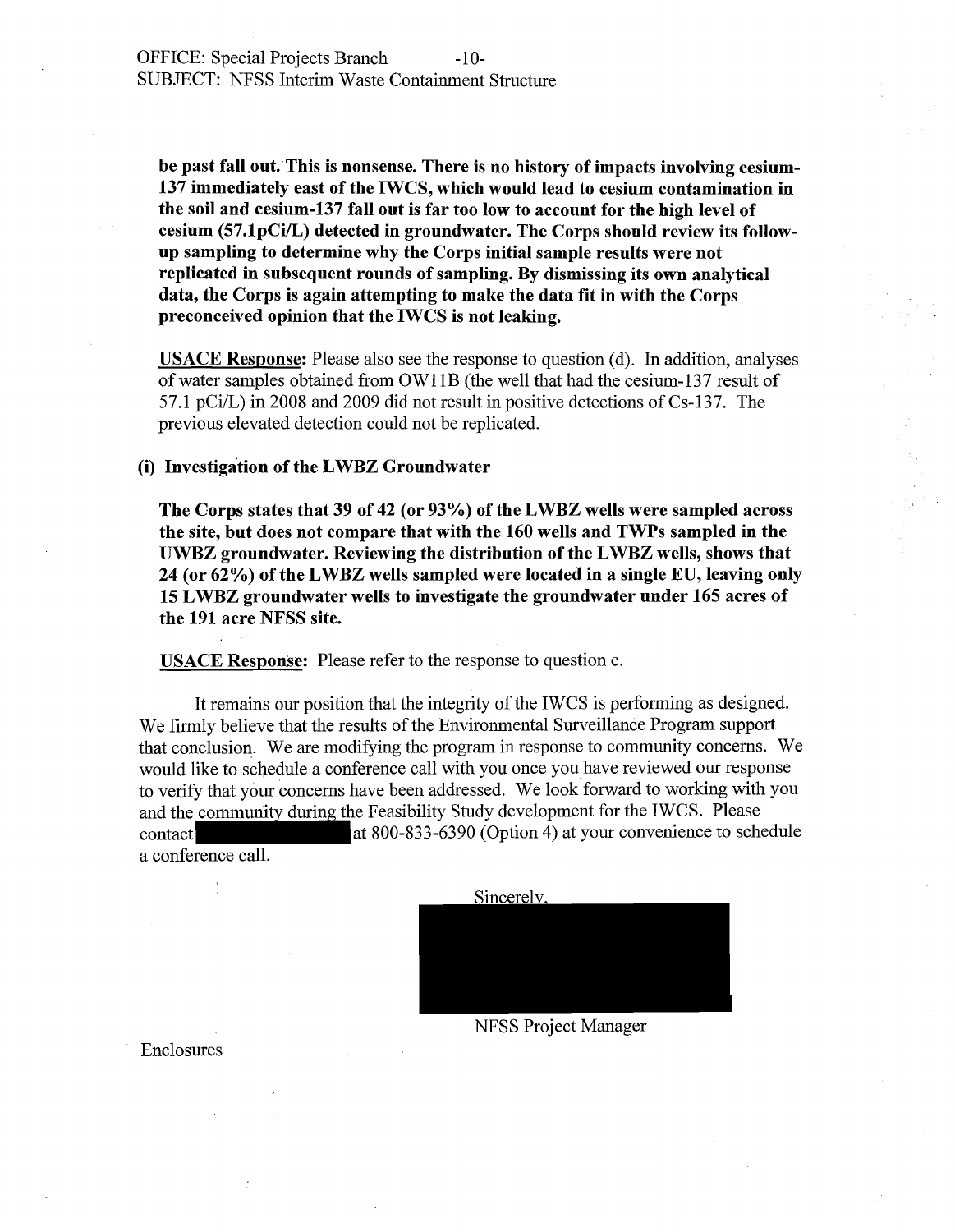**be past fall out. This is nonsense. There is no history of impacts involving cesium-137 immediately east of the IWCS, which would lead to cesium contamination in the soil and cesium-137 fall out is far too low to account for the high level of cesium (57.1pCi/L) detected in groundwater. The Corps should review its follow-up sampling to determine why the Corps initial sample results were not replicated in subsequent rounds of sampling. By dismissing its own analytical data, the Corps is again attempting to make the data fit in with the Corps preconceived opinion that the IWCS is not leaking.**

<u>USACE Response:</u> Please also see the response to question (d). In addition, analyses of water samples obtained from OW11B (the well that had the cesium-137 result of 57.1 pCi/L) in 2008 and 2009 did not result in positive detections of Cs-137. The previous elevated detection could not be replicated.

**(i) Investigation of the LWBZ Groundwater**

**The Corps states that 39 of 42 (or 93%) of the LWBZ wells were sampled across the site, but does not compare that with the 160 wells and TWPs sampled in the UWBZ groundwater. Reviewing the distribution of the LWBZ wells, shows that 24 (or 62%) of the LWBZ wells sampled were located in a single EU, leaving only 15 LWBZ groundwater wells to investigate the groundwater under 165 acres of the 191 acre NFSS site.**

<u>USACE Response:</u> Please refer to the response to question c.

It remains our position that the integrity of the IWCS is performing as designed. We firmly believe that the results of the Environmental Surveillance Program support that conclusion. We are modifying the program in response to community concerns. We would like to schedule a conference call with you once you have reviewed our response to verify that your concerns have been addressed. We look forward to working with you and the community during the Feasibility Study development for the IWCS. Please contact [REDACTED] at 800-833-6390 (Option 4) at your convenience to schedule a conference call.

Sincerely,

[REDACTED]

NFSS Project Manager

Enclosures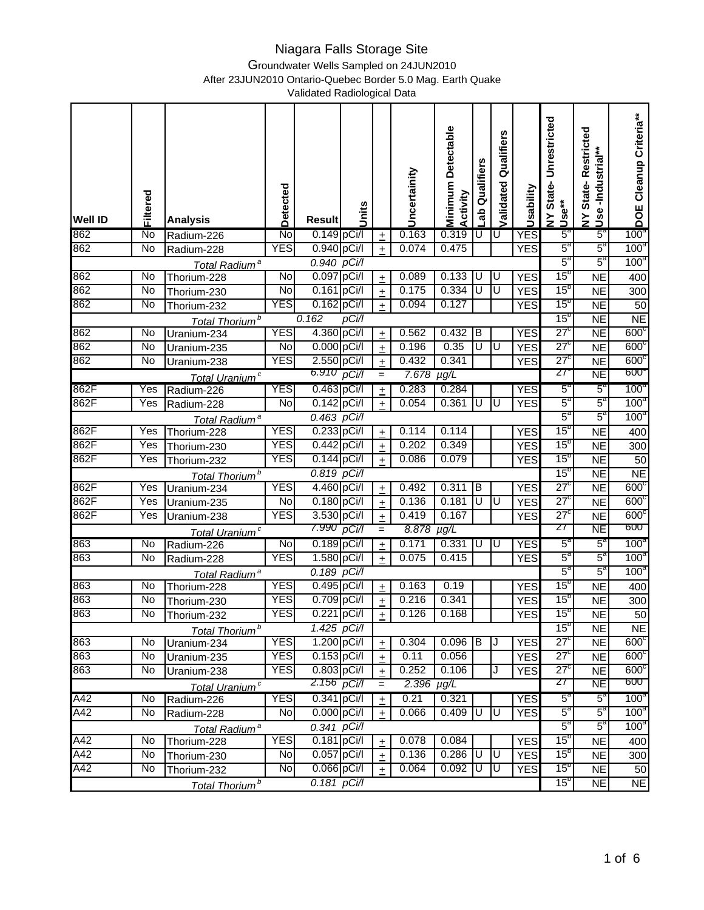# Niagara Falls Storage Site

Groundwater Wells Sampled on 24JUN2010

After 23JUN2010 Ontario-Quebec Border 5.0 Mag. Earth Quake

Validated Radiological Data

| Well ID | Filtered | Analysis | Detected | Result | Units | | Uncertainity | Minimum Detectable Activity | Lab Qualifiers | Validated Qualifiers | Usability | NY State- Unrestricted Use** | NY State- Restricted Use -Industrial** | DOE Cleanup Criteria** |
|---|---|---|---|---|---|---|---|---|---|---|---|---|---|---|
| 862 | No | Radium-226 | No | 0.149 | pCi/l | ± | 0.163 | 0.319 | U | U | YES | 5[a] | 5[a] | 100[a] |
| 862 | No | Radium-228 | YES | 0.940 | pCi/l | ± | 0.074 | 0.475 | | | YES | 5[a] | 5[a] | 100[a] |
| | | *Total Radium[a]* | | *0.940* | *pCi/l* | | | | | | | 5[a] | 5[a] | 100[a] |
| 862 | No | Thorium-228 | No | 0.097 | pCi/l | ± | 0.089 | 0.133 | U | U | YES | 15[b] | NE | 400 |
| 862 | No | Thorium-230 | No | 0.161 | pCi/l | ± | 0.175 | 0.334 | U | U | YES | 15[b] | NE | 300 |
| 862 | No | Thorium-232 | YES | 0.162 | pCi/l | ± | 0.094 | 0.127 | | | YES | 15[b] | NE | 50 |
| | | *Total Thorium[b]* | | *0.162* | *pCi/l* | | | | | | | 15[b] | NE | NE |
| 862 | No | Uranium-234 | YES | 4.360 | pCi/l | ± | 0.562 | 0.432 | B | | YES | 27[c] | NE | 600[c] |
| 862 | No | Uranium-235 | No | 0.000 | pCi/l | ± | 0.196 | 0.35 | U | U | YES | 27[c] | NE | 600[c] |
| 862 | No | Uranium-238 | YES | 2.550 | pCi/l | ± | 0.432 | 0.341 | | | YES | 27[c] | NE | 600[c] |
| | | *Total Uranium[c]* | | *6.910* | *pCi/l* | = | *7.678* | *µg/L* | | | | 27[c] | NE | 600[c] |
| 862F | Yes | Radium-226 | YES | 0.463 | pCi/l | ± | 0.283 | 0.284 | | | YES | 5[a] | 5[a] | 100[a] |
| 862F | Yes | Radium-228 | No | 0.142 | pCi/l | ± | 0.054 | 0.361 | U | U | YES | 5[a] | 5[a] | 100[a] |
| | | *Total Radium[a]* | | *0.463* | *pCi/l* | | | | | | | 5[a] | 5[a] | 100[a] |
| 862F | Yes | Thorium-228 | YES | 0.233 | pCi/l | ± | 0.114 | 0.114 | | | YES | 15[b] | NE | 400 |
| 862F | Yes | Thorium-230 | YES | 0.442 | pCi/l | ± | 0.202 | 0.349 | | | YES | 15[b] | NE | 300 |
| 862F | Yes | Thorium-232 | YES | 0.144 | pCi/l | ± | 0.086 | 0.079 | | | YES | 15[b] | NE | 50 |
| | | *Total Thorium[b]* | | *0.819* | *pCi/l* | | | | | | | 15[b] | NE | NE |
| 862F | Yes | Uranium-234 | YES | 4.460 | pCi/l | ± | 0.492 | 0.311 | B | | YES | 27[c] | NE | 600[c] |
| 862F | Yes | Uranium-235 | No | 0.180 | pCi/l | ± | 0.136 | 0.181 | U | U | YES | 27[c] | NE | 600[c] |
| 862F | Yes | Uranium-238 | YES | 3.530 | pCi/l | ± | 0.419 | 0.167 | | | YES | 27[c] | NE | 600[c] |
| | | *Total Uranium[c]* | | *7.990* | *pCi/l* | = | *8.878* | *µg/L* | | | | 27 | NE | 600 |
| 863 | No | Radium-226 | No | 0.189 | pCi/l | ± | 0.171 | 0.331 | U | U | YES | 5[a] | 5[a] | 100[a] |
| 863 | No | Radium-228 | YES | 1.580 | pCi/l | ± | 0.075 | 0.415 | | | YES | 5[a] | 5[a] | 100[a] |
| | | *Total Radium[a]* | | *0.189* | *pCi/l* | | | | | | | 5[a] | 5[a] | 100[a] |
| 863 | No | Thorium-228 | YES | 0.495 | pCi/l | ± | 0.163 | 0.19 | | | YES | 15[b] | NE | 400 |
| 863 | No | Thorium-230 | YES | 0.709 | pCi/l | ± | 0.216 | 0.341 | | | YES | 15[b] | NE | 300 |
| 863 | No | Thorium-232 | YES | 0.221 | pCi/l | ± | 0.126 | 0.168 | | | YES | 15[b] | NE | 50 |
| | | *Total Thorium[b]* | | *1.425* | *pCi/l* | | | | | | | 15[b] | NE | NE |
| 863 | No | Uranium-234 | YES | 1.200 | pCi/l | ± | 0.304 | 0.096 | B | J | YES | 27[c] | NE | 600[c] |
| 863 | No | Uranium-235 | YES | 0.153 | pCi/l | ± | 0.11 | 0.056 | | | YES | 27[c] | NE | 600[c] |
| 863 | No | Uranium-238 | YES | 0.803 | pCi/l | ± | 0.252 | 0.106 | | J | YES | 27[c] | NE | 600[c] |
| | | *Total Uranium[c]* | | *2.156* | *pCi/l* | = | *2.396* | *µg/L* | | | | 27 | NE | 600 |
| A42 | No | Radium-226 | YES | 0.341 | pCi/l | ± | 0.21 | 0.321 | | | YES | 5[a] | 5[a] | 100[a] |
| A42 | No | Radium-228 | No | 0.000 | pCi/l | ± | 0.066 | 0.409 | U | U | YES | 5[a] | 5[a] | 100[a] |
| | | *Total Radium[a]* | | *0.341* | *pCi/l* | | | | | | | 5[a] | 5[a] | 100[a] |
| A42 | No | Thorium-228 | YES | 0.181 | pCi/l | ± | 0.078 | 0.084 | | | YES | 15[b] | NE | 400 |
| A42 | No | Thorium-230 | No | 0.057 | pCi/l | ± | 0.136 | 0.286 | U | U | YES | 15[b] | NE | 300 |
| A42 | No | Thorium-232 | No | 0.066 | pCi/l | ± | 0.064 | 0.092 | U | U | YES | 15[b] | NE | 50 |
| | | *Total Thorium[b]* | | *0.181* | *pCi/l* | | | | | | | 15[b] | NE | NE |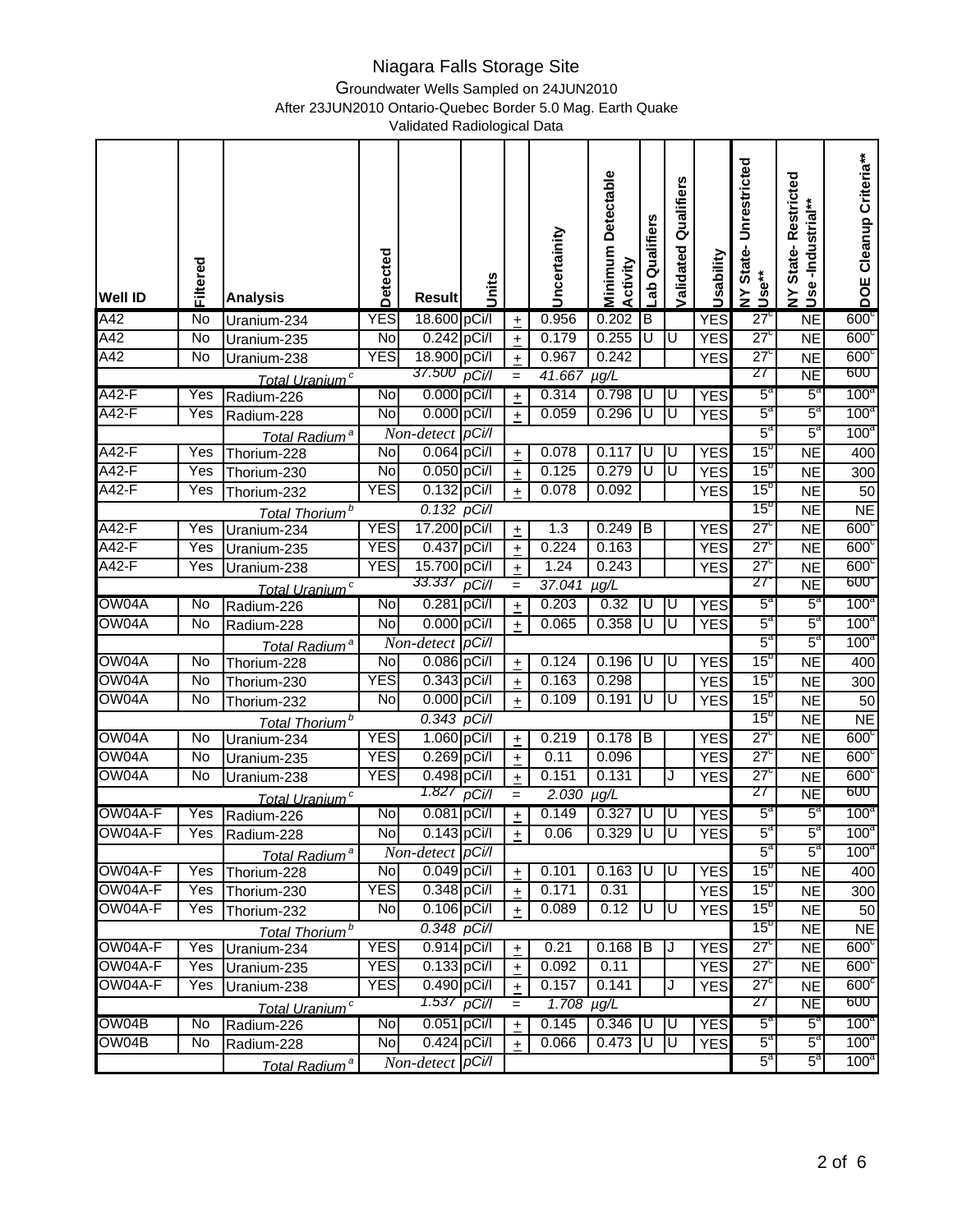# Niagara Falls Storage Site

Groundwater Wells Sampled on 24JUN2010

After 23JUN2010 Ontario-Quebec Border 5.0 Mag. Earth Quake

Validated Radiological Data

| Well ID | Filtered | Analysis | Detected | Result | Units | | Uncertainity | Minimum Detectable Activity | Lab Qualifiers | Validated Qualifiers | Usability | NY State- Unrestricted Use** | NY State- Restricted Use -Industrial** | DOE Cleanup Criteria** |
|---|---|---|---|---|---|---|---|---|---|---|---|---|---|---|
| A42 | No | Uranium-234 | YES | 18.600 | pCi/l | ± | 0.956 | 0.202 | B | | YES | 27[c] | NE | 600[c] |
| A42 | No | Uranium-235 | No | 0.242 | pCi/l | ± | 0.179 | 0.255 | U | U | YES | 27[c] | NE | 600[c] |
| A42 | No | Uranium-238 | YES | 18.900 | pCi/l | ± | 0.967 | 0.242 | | | YES | 27[c] | NE | 600[c] |
| | | *Total Uranium[c]* | | *37.500* | *pCi/l* | = | *41.667* | *µg/L* | | | | 27 | NE | 600 |
| A42-F | Yes | Radium-226 | No | 0.000 | pCi/l | ± | 0.314 | 0.798 | U | U | YES | 5[a] | 5[a] | 100[a] |
| A42-F | Yes | Radium-228 | No | 0.000 | pCi/l | ± | 0.059 | 0.296 | U | U | YES | 5[a] | 5[a] | 100[a] |
| | | *Total Radium[a]* | | *Non-detect* | *pCi/l* | | | | | | | 5[a] | 5[a] | 100[a] |
| A42-F | Yes | Thorium-228 | No | 0.064 | pCi/l | ± | 0.078 | 0.117 | U | U | YES | 15[b] | NE | 400 |
| A42-F | Yes | Thorium-230 | No | 0.050 | pCi/l | ± | 0.125 | 0.279 | U | U | YES | 15[b] | NE | 300 |
| A42-F | Yes | Thorium-232 | YES | 0.132 | pCi/l | ± | 0.078 | 0.092 | | | YES | 15[b] | NE | 50 |
| | | *Total Thorium[b]* | | *0.132* | *pCi/l* | | | | | | | 15[b] | NE | NE |
| A42-F | Yes | Uranium-234 | YES | 17.200 | pCi/l | ± | 1.3 | 0.249 | B | | YES | 27[c] | NE | 600[c] |
| A42-F | Yes | Uranium-235 | YES | 0.437 | pCi/l | ± | 0.224 | 0.163 | | | YES | 27[c] | NE | 600[c] |
| A42-F | Yes | Uranium-238 | YES | 15.700 | pCi/l | ± | 1.24 | 0.243 | | | YES | 27[c] | NE | 600[c] |
| | | *Total Uranium[c]* | | *33.337* | *pCi/l* | = | *37.041* | *µg/L* | | | | 27 | NE | 600 |
| OW04A | No | Radium-226 | No | 0.281 | pCi/l | ± | 0.203 | 0.32 | U | U | YES | 5[a] | 5[a] | 100[a] |
| OW04A | No | Radium-228 | No | 0.000 | pCi/l | ± | 0.065 | 0.358 | U | U | YES | 5[a] | 5[a] | 100[a] |
| | | *Total Radium[a]* | | *Non-detect* | *pCi/l* | | | | | | | 5[a] | 5[a] | 100[a] |
| OW04A | No | Thorium-228 | No | 0.086 | pCi/l | ± | 0.124 | 0.196 | U | U | YES | 15[b] | NE | 400 |
| OW04A | No | Thorium-230 | YES | 0.343 | pCi/l | ± | 0.163 | 0.298 | | | YES | 15[b] | NE | 300 |
| OW04A | No | Thorium-232 | No | 0.000 | pCi/l | ± | 0.109 | 0.191 | U | U | YES | 15[b] | NE | 50 |
| | | *Total Thorium[b]* | | *0.343* | *pCi/l* | | | | | | | 15[b] | NE | NE |
| OW04A | No | Uranium-234 | YES | 1.060 | pCi/l | ± | 0.219 | 0.178 | B | | YES | 27[c] | NE | 600[c] |
| OW04A | No | Uranium-235 | YES | 0.269 | pCi/l | ± | 0.11 | 0.096 | | | YES | 27[c] | NE | 600[c] |
| OW04A | No | Uranium-238 | YES | 0.498 | pCi/l | ± | 0.151 | 0.131 | | J | YES | 27[c] | NE | 600[c] |
| | | *Total Uranium[c]* | | *1.827* | *pCi/l* | = | *2.030* | *µg/L* | | | | 27 | NE | 600 |
| OW04A-F | Yes | Radium-226 | No | 0.081 | pCi/l | ± | 0.149 | 0.327 | U | U | YES | 5[a] | 5[a] | 100[a] |
| OW04A-F | Yes | Radium-228 | No | 0.143 | pCi/l | ± | 0.06 | 0.329 | U | U | YES | 5[a] | 5[a] | 100[a] |
| | | *Total Radium[a]* | | *Non-detect* | *pCi/l* | | | | | | | 5[a] | 5[a] | 100[a] |
| OW04A-F | Yes | Thorium-228 | No | 0.049 | pCi/l | ± | 0.101 | 0.163 | U | U | YES | 15[b] | NE | 400 |
| OW04A-F | Yes | Thorium-230 | YES | 0.348 | pCi/l | ± | 0.171 | 0.31 | | | YES | 15[b] | NE | 300 |
| OW04A-F | Yes | Thorium-232 | No | 0.106 | pCi/l | ± | 0.089 | 0.12 | U | U | YES | 15[b] | NE | 50 |
| | | *Total Thorium[b]* | | *0.348* | *pCi/l* | | | | | | | 15[b] | NE | NE |
| OW04A-F | Yes | Uranium-234 | YES | 0.914 | pCi/l | ± | 0.21 | 0.168 | B | J | YES | 27[c] | NE | 600[c] |
| OW04A-F | Yes | Uranium-235 | YES | 0.133 | pCi/l | ± | 0.092 | 0.11 | | | YES | 27[c] | NE | 600[c] |
| OW04A-F | Yes | Uranium-238 | YES | 0.490 | pCi/l | ± | 0.157 | 0.141 | | J | YES | 27[c] | NE | 600[c] |
| | | *Total Uranium[c]* | | *1.537* | *pCi/l* | = | *1.708* | *µg/L* | | | | 27 | NE | 600 |
| OW04B | No | Radium-226 | No | 0.051 | pCi/l | ± | 0.145 | 0.346 | U | U | YES | 5[a] | 5[a] | 100[a] |
| OW04B | No | Radium-228 | No | 0.424 | pCi/l | ± | 0.066 | 0.473 | U | U | YES | 5[a] | 5[a] | 100[a] |
| | | *Total Radium[a]* | | *Non-detect* | *pCi/l* | | | | | | | 5[a] | 5[a] | 100[a] |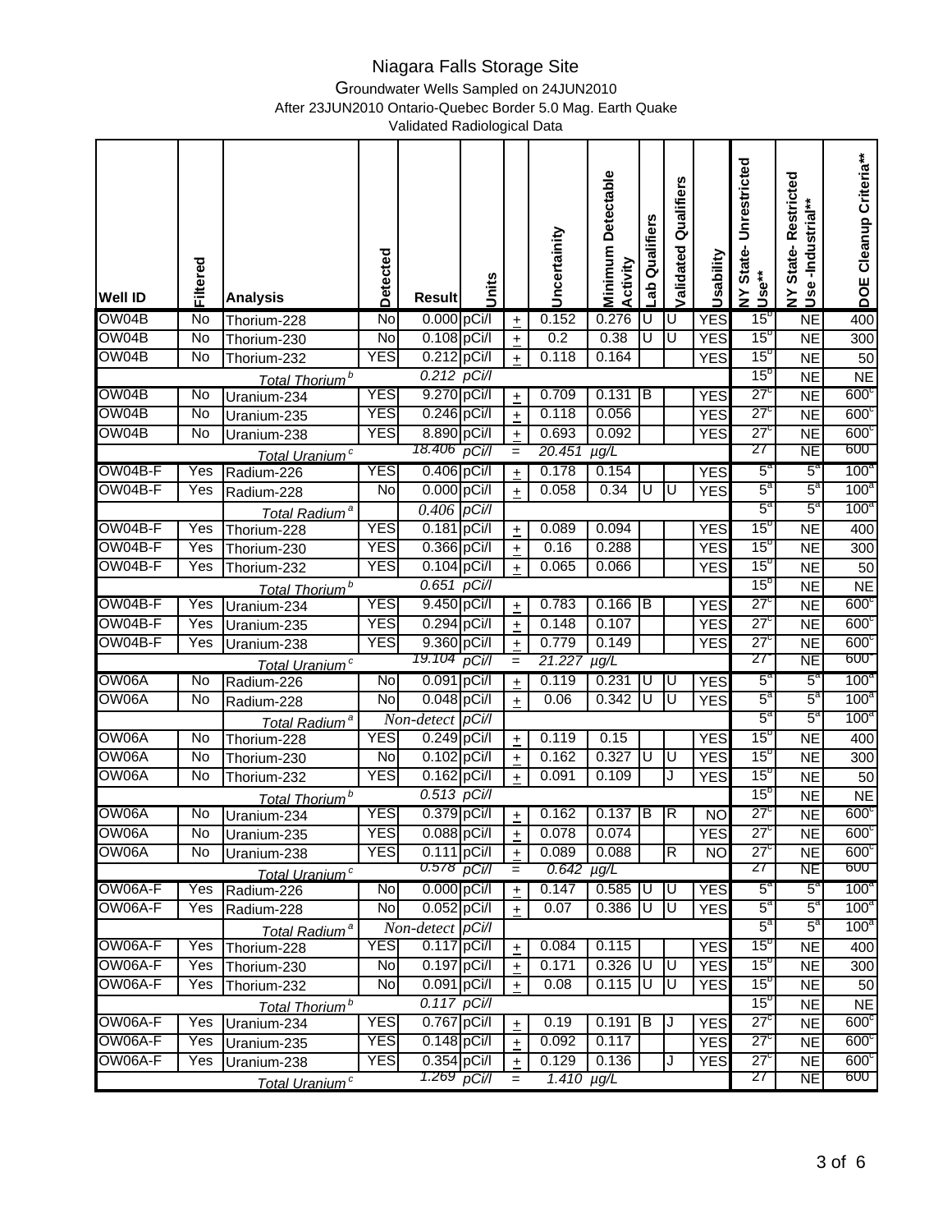# Niagara Falls Storage Site

Groundwater Wells Sampled on 24JUN2010

After 23JUN2010 Ontario-Quebec Border 5.0 Mag. Earth Quake

Validated Radiological Data

| Well ID | Filtered | Analysis | Detected | Result | Units | | Uncertainity | Minimum Detectable Activity | Lab Qualifiers | Validated Qualifiers | Usability | NY State- Unrestricted Use** | NY State- Restricted Use -Industrial** | DOE Cleanup Criteria** |
|---|---|---|---|---|---|---|---|---|---|---|---|---|---|---|
| OW04B | No | Thorium-228 | No | 0.000 | pCi/l | ± | 0.152 | 0.276 | U | U | YES | 15[b] | NE | 400 |
| OW04B | No | Thorium-230 | No | 0.108 | pCi/l | ± | 0.2 | 0.38 | U | U | YES | 15[b] | NE | 300 |
| OW04B | No | Thorium-232 | YES | 0.212 | pCi/l | ± | 0.118 | 0.164 | | | YES | 15[b] | NE | 50 |
| | | *Total Thorium[b]* | | *0.212* | *pCi/l* | | | | | | | 15[b] | NE | NE |
| OW04B | No | Uranium-234 | YES | 9.270 | pCi/l | ± | 0.709 | 0.131 | B | | YES | 27[c] | NE | 600[c] |
| OW04B | No | Uranium-235 | YES | 0.246 | pCi/l | ± | 0.118 | 0.056 | | | YES | 27[c] | NE | 600[c] |
| OW04B | No | Uranium-238 | YES | 8.890 | pCi/l | ± | 0.693 | 0.092 | | | YES | 27[c] | NE | 600[c] |
| | | *Total Uranium[c]* | | *18.406* | *pCi/l* | = | *20.451* | *µg/L* | | | | 27 | NE | 600 |
| OW04B-F | Yes | Radium-226 | YES | 0.406 | pCi/l | ± | 0.178 | 0.154 | | | YES | 5[a] | 5[a] | 100[a] |
| OW04B-F | Yes | Radium-228 | No | 0.000 | pCi/l | ± | 0.058 | 0.34 | U | U | YES | 5[a] | 5[a] | 100[a] |
| | | *Total Radium[a]* | | *0.406* | *pCi/l* | | | | | | | 5[a] | 5[a] | 100[a] |
| OW04B-F | Yes | Thorium-228 | YES | 0.181 | pCi/l | ± | 0.089 | 0.094 | | | YES | 15[b] | NE | 400 |
| OW04B-F | Yes | Thorium-230 | YES | 0.366 | pCi/l | ± | 0.16 | 0.288 | | | YES | 15[b] | NE | 300 |
| OW04B-F | Yes | Thorium-232 | YES | 0.104 | pCi/l | ± | 0.065 | 0.066 | | | YES | 15[b] | NE | 50 |
| | | *Total Thorium[b]* | | *0.651* | *pCi/l* | | | | | | | 15[b] | NE | NE |
| OW04B-F | Yes | Uranium-234 | YES | 9.450 | pCi/l | ± | 0.783 | 0.166 | B | | YES | 27[c] | NE | 600[c] |
| OW04B-F | Yes | Uranium-235 | YES | 0.294 | pCi/l | ± | 0.148 | 0.107 | | | YES | 27[c] | NE | 600[c] |
| OW04B-F | Yes | Uranium-238 | YES | 9.360 | pCi/l | ± | 0.779 | 0.149 | | | YES | 27[c] | NE | 600[c] |
| | | *Total Uranium[c]* | | *19.104* | *pCi/l* | = | *21.227* | *µg/L* | | | | 27 | NE | 600 |
| OW06A | No | Radium-226 | No | 0.091 | pCi/l | ± | 0.119 | 0.231 | U | U | YES | 5[a] | 5[a] | 100[a] |
| OW06A | No | Radium-228 | No | 0.048 | pCi/l | ± | 0.06 | 0.342 | U | U | YES | 5[a] | 5[a] | 100[a] |
| | | *Total Radium[a]* | | *Non-detect* | *pCi/l* | | | | | | | 5[a] | 5[a] | 100[a] |
| OW06A | No | Thorium-228 | YES | 0.249 | pCi/l | ± | 0.119 | 0.15 | | | YES | 15[b] | NE | 400 |
| OW06A | No | Thorium-230 | No | 0.102 | pCi/l | ± | 0.162 | 0.327 | U | U | YES | 15[b] | NE | 300 |
| OW06A | No | Thorium-232 | YES | 0.162 | pCi/l | ± | 0.091 | 0.109 | | J | YES | 15[b] | NE | 50 |
| | | *Total Thorium[b]* | | *0.513* | *pCi/l* | | | | | | | 15[b] | NE | NE |
| OW06A | No | Uranium-234 | YES | 0.379 | pCi/l | ± | 0.162 | 0.137 | B | R | NO | 27[c] | NE | 600[c] |
| OW06A | No | Uranium-235 | YES | 0.088 | pCi/l | ± | 0.078 | 0.074 | | | YES | 27[c] | NE | 600[c] |
| OW06A | No | Uranium-238 | YES | 0.111 | pCi/l | ± | 0.089 | 0.088 | | R | NO | 27[c] | NE | 600[c] |
| | | *Total Uranium[c]* | | *0.578* | *pCi/l* | = | *0.642* | *µg/L* | | | | 27 | NE | 600 |
| OW06A-F | Yes | Radium-226 | No | 0.000 | pCi/l | ± | 0.147 | 0.585 | U | U | YES | 5[a] | 5[a] | 100[a] |
| OW06A-F | Yes | Radium-228 | No | 0.052 | pCi/l | ± | 0.07 | 0.386 | U | U | YES | 5[a] | 5[a] | 100[a] |
| | | *Total Radium[a]* | | *Non-detect* | *pCi/l* | | | | | | | 5[a] | 5[a] | 100[a] |
| OW06A-F | Yes | Thorium-228 | YES | 0.117 | pCi/l | ± | 0.084 | 0.115 | | | YES | 15[b] | NE | 400 |
| OW06A-F | Yes | Thorium-230 | No | 0.197 | pCi/l | ± | 0.171 | 0.326 | U | U | YES | 15[b] | NE | 300 |
| OW06A-F | Yes | Thorium-232 | No | 0.091 | pCi/l | ± | 0.08 | 0.115 | U | U | YES | 15[b] | NE | 50 |
| | | *Total Thorium[b]* | | *0.117* | *pCi/l* | | | | | | | 15[b] | NE | NE |
| OW06A-F | Yes | Uranium-234 | YES | 0.767 | pCi/l | ± | 0.19 | 0.191 | B | J | YES | 27[c] | NE | 600[c] |
| OW06A-F | Yes | Uranium-235 | YES | 0.148 | pCi/l | ± | 0.092 | 0.117 | | | YES | 27[c] | NE | 600[c] |
| OW06A-F | Yes | Uranium-238 | YES | 0.354 | pCi/l | ± | 0.129 | 0.136 | | J | YES | 27[c] | NE | 600[c] |
| | | *Total Uranium[c]* | | *1.269* | *pCi/l* | = | *1.410* | *µg/L* | | | | 27 | NE | 600 |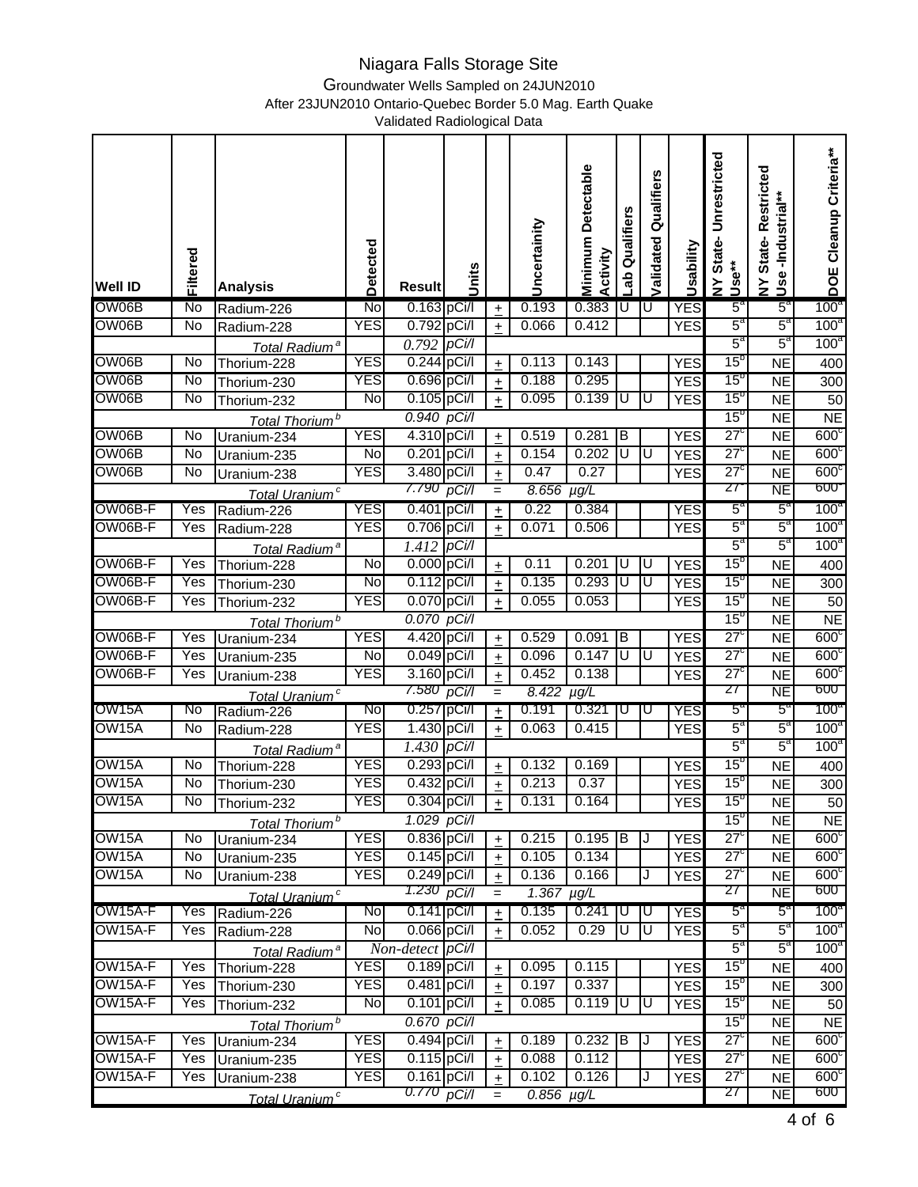# Niagara Falls Storage Site

Groundwater Wells Sampled on 24JUN2010

After 23JUN2010 Ontario-Quebec Border 5.0 Mag. Earth Quake

Validated Radiological Data

| Well ID | Filtered | Analysis | Detected | Result | Units | | Uncertainity | Minimum Detectable Activity | Lab Qualifiers | Validated Qualifiers | Usability | NY State- Unrestricted Use** | NY State- Restricted Use -Industrial** | DOE Cleanup Criteria** |
|---|---|---|---|---|---|---|---|---|---|---|---|---|---|---|
| OW06B | No | Radium-226 | No | 0.163 | pCi/l | ± | 0.193 | 0.383 | U | U | YES | 5[a] | 5[a] | 100[a] |
| OW06B | No | Radium-228 | YES | 0.792 | pCi/l | ± | 0.066 | 0.412 | | | YES | 5[a] | 5[a] | 100[a] |
| | | *Total Radium[a]* | | *0.792* | *pCi/l* | | | | | | | 5[a] | 5[a] | 100[a] |
| OW06B | No | Thorium-228 | YES | 0.244 | pCi/l | ± | 0.113 | 0.143 | | | YES | 15[b] | NE | 400 |
| OW06B | No | Thorium-230 | YES | 0.696 | pCi/l | ± | 0.188 | 0.295 | | | YES | 15[b] | NE | 300 |
| OW06B | No | Thorium-232 | No | 0.105 | pCi/l | ± | 0.095 | 0.139 | U | U | YES | 15[b] | NE | 50 |
| | | *Total Thorium[b]* | | *0.940* | *pCi/l* | | | | | | | 15[b] | NE | NE |
| OW06B | No | Uranium-234 | YES | 4.310 | pCi/l | ± | 0.519 | 0.281 | B | | YES | 27[c] | NE | 600[c] |
| OW06B | No | Uranium-235 | No | 0.201 | pCi/l | ± | 0.154 | 0.202 | U | U | YES | 27[c] | NE | 600[c] |
| OW06B | No | Uranium-238 | YES | 3.480 | pCi/l | ± | 0.47 | 0.27 | | | YES | 27[c] | NE | 600[c] |
| | | *Total Uranium[c]* | | *7.790* | *pCi/l* | = | *8.656* | *µg/L* | | | | 27 | NE | 600 |
| OW06B-F | Yes | Radium-226 | YES | 0.401 | pCi/l | ± | 0.22 | 0.384 | | | YES | 5[a] | 5[a] | 100[a] |
| OW06B-F | Yes | Radium-228 | YES | 0.706 | pCi/l | ± | 0.071 | 0.506 | | | YES | 5[a] | 5[a] | 100[a] |
| | | *Total Radium[a]* | | *1.412* | *pCi/l* | | | | | | | 5[a] | 5[a] | 100[a] |
| OW06B-F | Yes | Thorium-228 | No | 0.000 | pCi/l | ± | 0.11 | 0.201 | U | U | YES | 15[b] | NE | 400 |
| OW06B-F | Yes | Thorium-230 | No | 0.112 | pCi/l | ± | 0.135 | 0.293 | U | U | YES | 15[b] | NE | 300 |
| OW06B-F | Yes | Thorium-232 | YES | 0.070 | pCi/l | ± | 0.055 | 0.053 | | | YES | 15[b] | NE | 50 |
| | | *Total Thorium[b]* | | *0.070* | *pCi/l* | | | | | | | 15[b] | NE | NE |
| OW06B-F | Yes | Uranium-234 | YES | 4.420 | pCi/l | ± | 0.529 | 0.091 | B | | YES | 27[c] | NE | 600[c] |
| OW06B-F | Yes | Uranium-235 | No | 0.049 | pCi/l | ± | 0.096 | 0.147 | U | U | YES | 27[c] | NE | 600[c] |
| OW06B-F | Yes | Uranium-238 | YES | 3.160 | pCi/l | ± | 0.452 | 0.138 | | | YES | 27[c] | NE | 600[c] |
| | | *Total Uranium[c]* | | *7.580* | *pCi/l* | = | *8.422* | *µg/L* | | | | 27 | NE | 600 |
| OW15A | No | Radium-226 | No | 0.257 | pCi/l | ± | 0.191 | 0.321 | U | U | YES | 5[a] | 5[a] | 100[a] |
| OW15A | No | Radium-228 | YES | 1.430 | pCi/l | ± | 0.063 | 0.415 | | | YES | 5[a] | 5[a] | 100[a] |
| | | *Total Radium[a]* | | *1.430* | *pCi/l* | | | | | | | 5[a] | 5[a] | 100[a] |
| OW15A | No | Thorium-228 | YES | 0.293 | pCi/l | ± | 0.132 | 0.169 | | | YES | 15[b] | NE | 400 |
| OW15A | No | Thorium-230 | YES | 0.432 | pCi/l | ± | 0.213 | 0.37 | | | YES | 15[b] | NE | 300 |
| OW15A | No | Thorium-232 | YES | 0.304 | pCi/l | ± | 0.131 | 0.164 | | | YES | 15[b] | NE | 50 |
| | | *Total Thorium[b]* | | *1.029* | *pCi/l* | | | | | | | 15[b] | NE | NE |
| OW15A | No | Uranium-234 | YES | 0.836 | pCi/l | ± | 0.215 | 0.195 | B | J | YES | 27[c] | NE | 600[c] |
| OW15A | No | Uranium-235 | YES | 0.145 | pCi/l | ± | 0.105 | 0.134 | | | YES | 27[c] | NE | 600[c] |
| OW15A | No | Uranium-238 | YES | 0.249 | pCi/l | ± | 0.136 | 0.166 | | J | YES | 27[c] | NE | 600[c] |
| | | *Total Uranium[c]* | | *1.230* | *pCi/l* | = | *1.367* | *µg/L* | | | | 27 | NE | 600 |
| OW15A-F | Yes | Radium-226 | No | 0.141 | pCi/l | ± | 0.135 | 0.241 | U | U | YES | 5[a] | 5[a] | 100[a] |
| OW15A-F | Yes | Radium-228 | No | 0.066 | pCi/l | ± | 0.052 | 0.29 | U | U | YES | 5[a] | 5[a] | 100[a] |
| | | *Total Radium[a]* | | *Non-detect* | *pCi/l* | | | | | | | 5[a] | 5[a] | 100[a] |
| OW15A-F | Yes | Thorium-228 | YES | 0.189 | pCi/l | ± | 0.095 | 0.115 | | | YES | 15[b] | NE | 400 |
| OW15A-F | Yes | Thorium-230 | YES | 0.481 | pCi/l | ± | 0.197 | 0.337 | | | YES | 15[b] | NE | 300 |
| OW15A-F | Yes | Thorium-232 | No | 0.101 | pCi/l | ± | 0.085 | 0.119 | U | U | YES | 15[b] | NE | 50 |
| | | *Total Thorium[b]* | | *0.670* | *pCi/l* | | | | | | | 15[b] | NE | NE |
| OW15A-F | Yes | Uranium-234 | YES | 0.494 | pCi/l | ± | 0.189 | 0.232 | B | J | YES | 27[c] | NE | 600[c] |
| OW15A-F | Yes | Uranium-235 | YES | 0.115 | pCi/l | ± | 0.088 | 0.112 | | | YES | 27[c] | NE | 600[c] |
| OW15A-F | Yes | Uranium-238 | YES | 0.161 | pCi/l | ± | 0.102 | 0.126 | | J | YES | 27[c] | NE | 600[c] |
| | | *Total Uranium[c]* | | *0.770* | *pCi/l* | = | *0.856* | *µg/L* | | | | 27 | NE | 600 |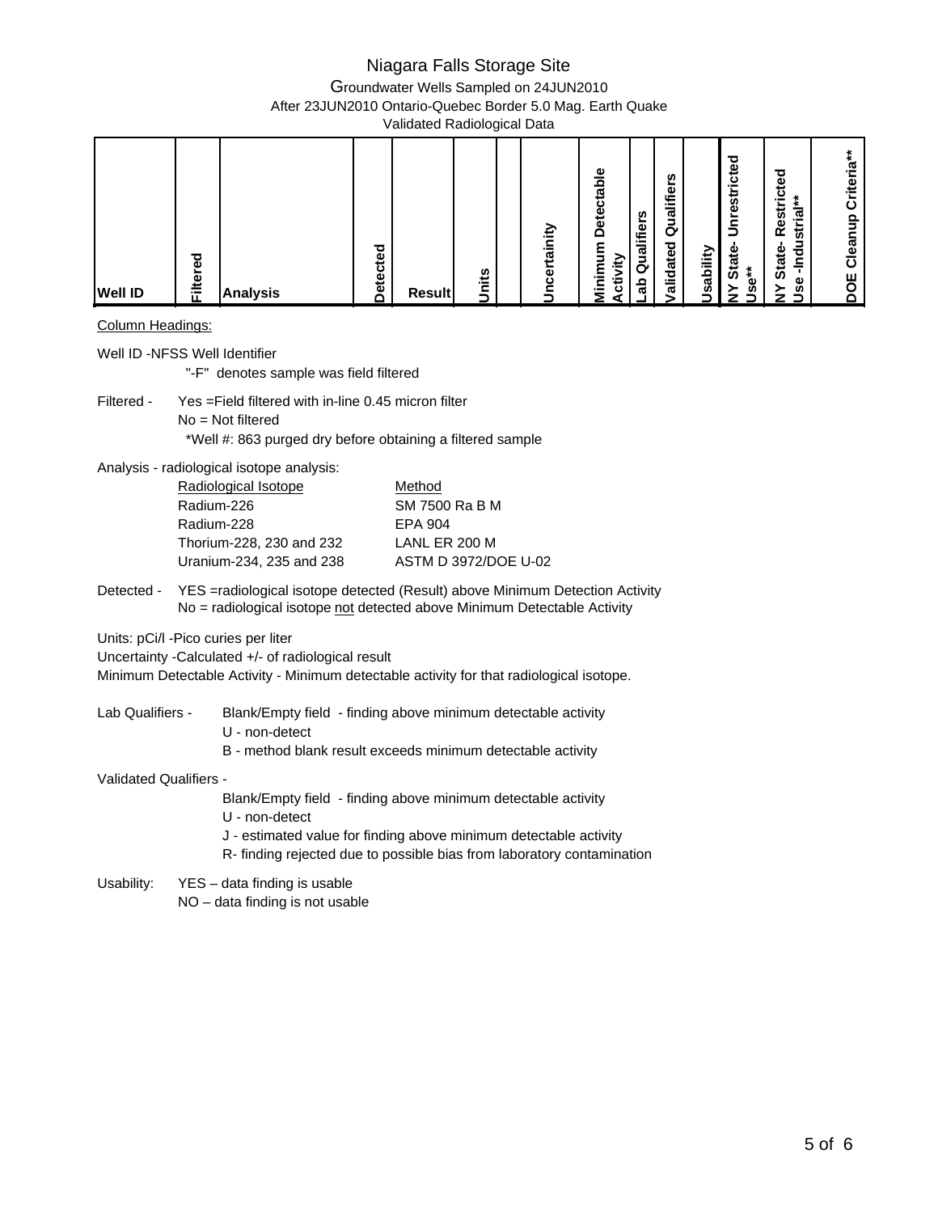# Niagara Falls Storage Site

## Groundwater Wells Sampled on 24JUN2010

### After 23JUN2010 Ontario-Quebec Border 5.0 Mag. Earth Quake

### Validated Radiological Data

| Well ID | Filtered | Analysis | Detected | Result | Units | | Uncertainity | Minimum Detectable Activity | Lab Qualifiers | Validated Qualifiers | Usability | NY State- Unrestricted Use** | NY State- Restricted Use -Industrial** | | DOE Cleanup Criteria** |
|---|---|---|---|---|---|---|---|---|---|---|---|---|---|---|---|

Column Headings:

Well ID -NFSS Well Identifier

"-F" denotes sample was field filtered

Filtered - Yes =Field filtered with in-line 0.45 micron filter
No = Not filtered
*Well #: 863 purged dry before obtaining a filtered sample

Analysis - radiological isotope analysis:

| Radiological Isotope | Method |
|---|---|
| Radium-226 | SM 7500 Ra B M |
| Radium-228 | EPA 904 |
| Thorium-228, 230 and 232 | LANL ER 200 M |
| Uranium-234, 235 and 238 | ASTM D 3972/DOE U-02 |

Detected - YES =radiological isotope detected (Result) above Minimum Detection Activity
No = radiological isotope not detected above Minimum Detectable Activity

Units: pCi/l -Pico curies per liter

Uncertainty -Calculated +/- of radiological result

Minimum Detectable Activity - Minimum detectable activity for that radiological isotope.

Lab Qualifiers -
- Blank/Empty field - finding above minimum detectable activity
- U - non-detect
- B - method blank result exceeds minimum detectable activity

Validated Qualifiers -
- Blank/Empty field - finding above minimum detectable activity
- U - non-detect
- J - estimated value for finding above minimum detectable activity
- R- finding rejected due to possible bias from laboratory contamination

Usability:
- YES – data finding is usable
- NO – data finding is not usable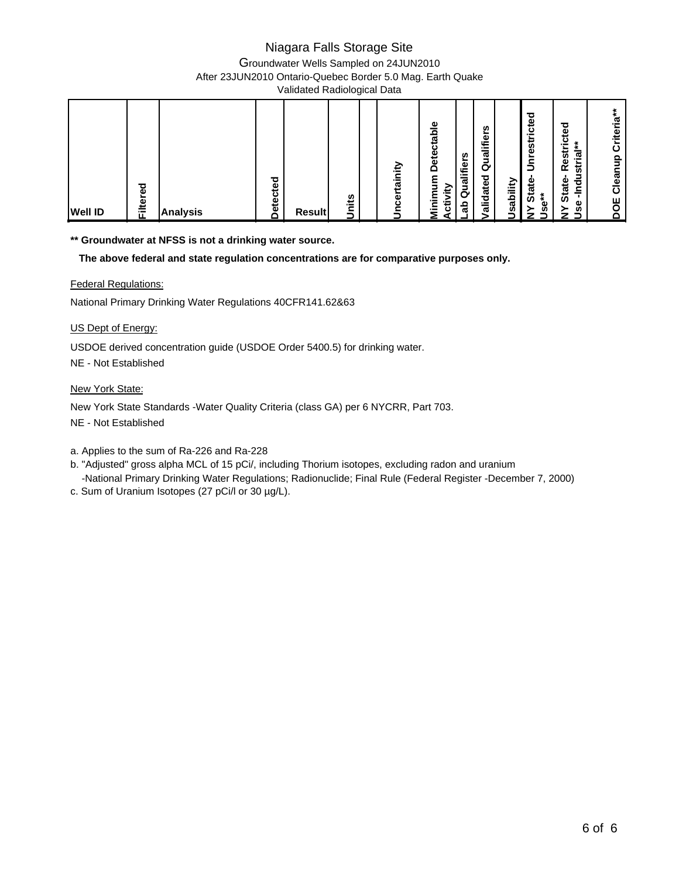# Niagara Falls Storage Site

Groundwater Wells Sampled on 24JUN2010

After 23JUN2010 Ontario-Quebec Border 5.0 Mag. Earth Quake

Validated Radiological Data

| Well ID | Filtered | Analysis | Detected | Result | Units | | Uncertainity | Minimum Detectable Activity | Lab Qualifiers | Validated Qualifiers | Usability | NY State- Unrestricted Use** | NY State- Restricted Use -Industrial** | DOE Cleanup Criteria** |
|---|---|---|---|---|---|---|---|---|---|---|---|---|---|---|

**** Groundwater at NFSS is not a drinking water source.**

**The above federal and state regulation concentrations are for comparative purposes only.**

Federal Regulations:

National Primary Drinking Water Regulations 40CFR141.62&63

US Dept of Energy:

USDOE derived concentration guide (USDOE Order 5400.5) for drinking water.

NE - Not Established

New York State:

New York State Standards -Water Quality Criteria (class GA) per 6 NYCRR, Part 703.

NE - Not Established

a. Applies to the sum of Ra-226 and Ra-228

b. "Adjusted" gross alpha MCL of 15 pCi/, including Thorium isotopes, excluding radon and uranium
-National Primary Drinking Water Regulations; Radionuclide; Final Rule (Federal Register -December 7, 2000)

c. Sum of Uranium Isotopes (27 pCi/l or 30 µg/L).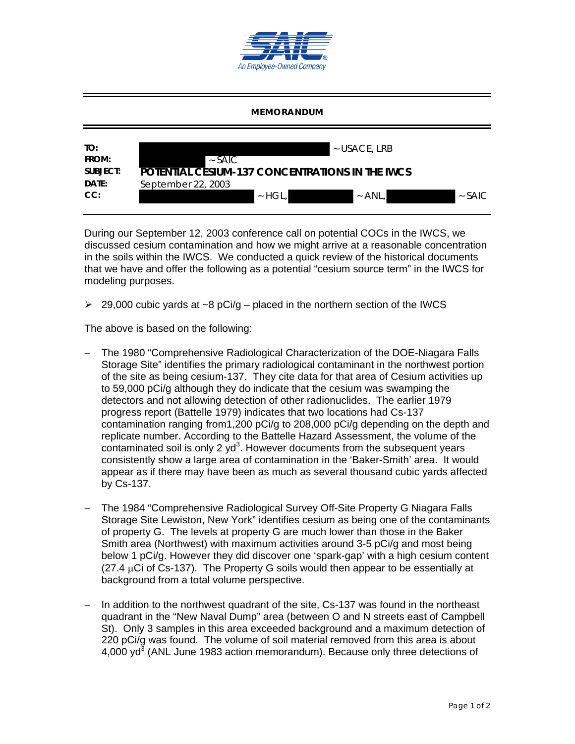**MEMORANDUM**

| | |
|---|---|
| **TO:** | ~ USACE, LRB |
| **FROM:** | ~ SAIC |
| **SUBJECT:** | **POTENTIAL CESIUM-137 CONCENTRATIONS IN THE IWCS** |
| **DATE:** | September 22, 2003 |
| **CC:** | ~ HGL, ~ ANL, ~ SAIC |

During our September 12, 2003 conference call on potential COCs in the IWCS, we discussed cesium contamination and how we might arrive at a reasonable concentration in the soils within the IWCS. We conducted a quick review of the historical documents that we have and offer the following as a potential "cesium source term" in the IWCS for modeling purposes.

- 29,000 cubic yards at ~8 pCi/g – placed in the northern section of the IWCS

The above is based on the following:

- The 1980 "Comprehensive Radiological Characterization of the DOE-Niagara Falls Storage Site" identifies the primary radiological contaminant in the northwest portion of the site as being cesium-137. They cite data for that area of Cesium activities up to 59,000 pCi/g although they do indicate that the cesium was swamping the detectors and not allowing detection of other radionuclides. The earlier 1979 progress report (Battelle 1979) indicates that two locations had Cs-137 contamination ranging from1,200 pCi/g to 208,000 pCi/g depending on the depth and replicate number. According to the Battelle Hazard Assessment, the volume of the contaminated soil is only 2 $yd^3$. However documents from the subsequent years consistently show a large area of contamination in the 'Baker-Smith' area. It would appear as if there may have been as much as several thousand cubic yards affected by Cs-137.

- The 1984 "Comprehensive Radiological Survey Off-Site Property G Niagara Falls Storage Site Lewiston, New York" identifies cesium as being one of the contaminants of property G. The levels at property G are much lower than those in the Baker Smith area (Northwest) with maximum activities around 3-5 pCi/g and most being below 1 pCi/g. However they did discover one 'spark-gap' with a high cesium content (27.4 μCi of Cs-137). The Property G soils would then appear to be essentially at background from a total volume perspective.

- In addition to the northwest quadrant of the site, Cs-137 was found in the northeast quadrant in the "New Naval Dump" area (between O and N streets east of Campbell St). Only 3 samples in this area exceeded background and a maximum detection of 220 pCi/g was found. The volume of soil material removed from this area is about 4,000 $yd^3$ (ANL June 1983 action memorandum). Because only three detections of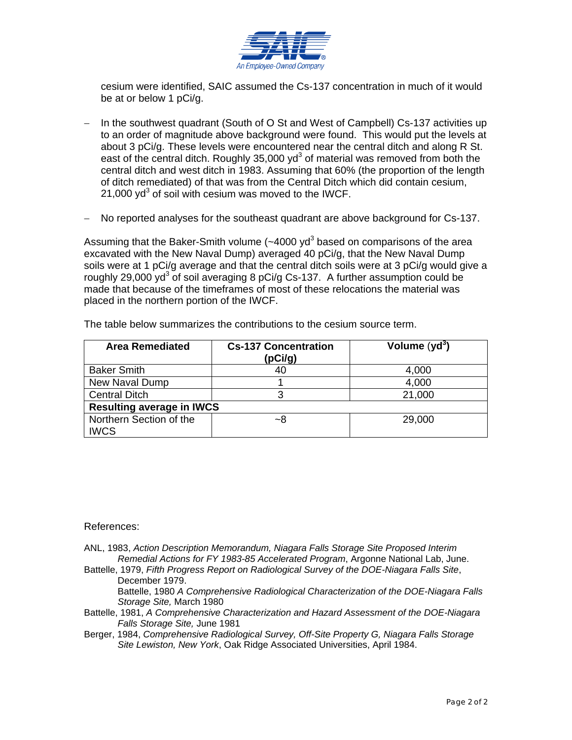cesium were identified, SAIC assumed the Cs-137 concentration in much of it would be at or below 1 pCi/g.

- In the southwest quadrant (South of O St and West of Campbell) Cs-137 activities up to an order of magnitude above background were found. This would put the levels at about 3 pCi/g. These levels were encountered near the central ditch and along R St. east of the central ditch. Roughly 35,000 $yd^3$ of material was removed from both the central ditch and west ditch in 1983. Assuming that 60% (the proportion of the length of ditch remediated) of that was from the Central Ditch which did contain cesium, 21,000 $yd^3$ of soil with cesium was moved to the IWCF.

- No reported analyses for the southeast quadrant are above background for Cs-137.

Assuming that the Baker-Smith volume (~4000 $yd^3$ based on comparisons of the area excavated with the New Naval Dump) averaged 40 pCi/g, that the New Naval Dump soils were at 1 pCi/g average and that the central ditch soils were at 3 pCi/g would give a roughly 29,000 $yd^3$ of soil averaging 8 pCi/g Cs-137. A further assumption could be made that because of the timeframes of most of these relocations the material was placed in the northern portion of the IWCF.

The table below summarizes the contributions to the cesium source term.

| Area Remediated | Cs-137 Concentration (pCi/g) | Volume ($yd^3$) |
|---|---|---|
| Baker Smith | 40 | 4,000 |
| New Naval Dump | 1 | 4,000 |
| Central Ditch | 3 | 21,000 |
| **Resulting average in IWCS** | | |
| Northern Section of the IWCS | ~8 | 29,000 |

References:

ANL, 1983, *Action Description Memorandum, Niagara Falls Storage Site Proposed Interim Remedial Actions for FY 1983-85 Accelerated Program*, Argonne National Lab, June.

Battelle, 1979, *Fifth Progress Report on Radiological Survey of the DOE-Niagara Falls Site*, December 1979.

Battelle, 1980 *A Comprehensive Radiological Characterization of the DOE-Niagara Falls Storage Site,* March 1980

Battelle, 1981, *A Comprehensive Characterization and Hazard Assessment of the DOE-Niagara Falls Storage Site,* June 1981

Berger, 1984, *Comprehensive Radiological Survey, Off-Site Property G, Niagara Falls Storage Site Lewiston, New York*, Oak Ridge Associated Universities, April 1984.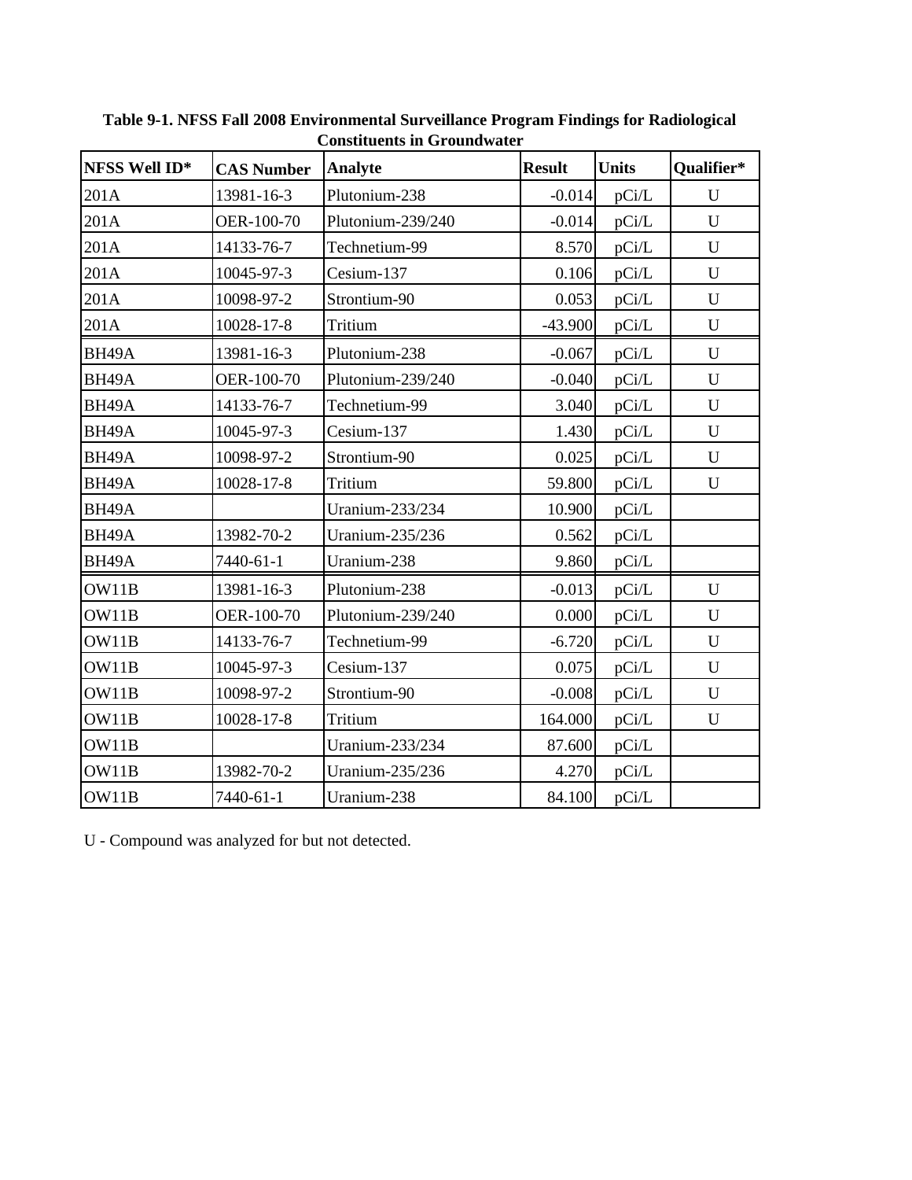**Table 9-1. NFSS Fall 2008 Environmental Surveillance Program Findings for Radiological Constituents in Groundwater**

| NFSS Well ID* | CAS Number | Analyte | Result | Units | Qualifier* |
|---|---|---|---|---|---|
| 201A | 13981-16-3 | Plutonium-238 | -0.014 | pCi/L | U |
| 201A | OER-100-70 | Plutonium-239/240 | -0.014 | pCi/L | U |
| 201A | 14133-76-7 | Technetium-99 | 8.570 | pCi/L | U |
| 201A | 10045-97-3 | Cesium-137 | 0.106 | pCi/L | U |
| 201A | 10098-97-2 | Strontium-90 | 0.053 | pCi/L | U |
| 201A | 10028-17-8 | Tritium | -43.900 | pCi/L | U |
| BH49A | 13981-16-3 | Plutonium-238 | -0.067 | pCi/L | U |
| BH49A | OER-100-70 | Plutonium-239/240 | -0.040 | pCi/L | U |
| BH49A | 14133-76-7 | Technetium-99 | 3.040 | pCi/L | U |
| BH49A | 10045-97-3 | Cesium-137 | 1.430 | pCi/L | U |
| BH49A | 10098-97-2 | Strontium-90 | 0.025 | pCi/L | U |
| BH49A | 10028-17-8 | Tritium | 59.800 | pCi/L | U |
| BH49A | | Uranium-233/234 | 10.900 | pCi/L | |
| BH49A | 13982-70-2 | Uranium-235/236 | 0.562 | pCi/L | |
| BH49A | 7440-61-1 | Uranium-238 | 9.860 | pCi/L | |
| OW11B | 13981-16-3 | Plutonium-238 | -0.013 | pCi/L | U |
| OW11B | OER-100-70 | Plutonium-239/240 | 0.000 | pCi/L | U |
| OW11B | 14133-76-7 | Technetium-99 | -6.720 | pCi/L | U |
| OW11B | 10045-97-3 | Cesium-137 | 0.075 | pCi/L | U |
| OW11B | 10098-97-2 | Strontium-90 | -0.008 | pCi/L | U |
| OW11B | 10028-17-8 | Tritium | 164.000 | pCi/L | U |
| OW11B | | Uranium-233/234 | 87.600 | pCi/L | |
| OW11B | 13982-70-2 | Uranium-235/236 | 4.270 | pCi/L | |
| OW11B | 7440-61-1 | Uranium-238 | 84.100 | pCi/L | |

U - Compound was analyzed for but not detected.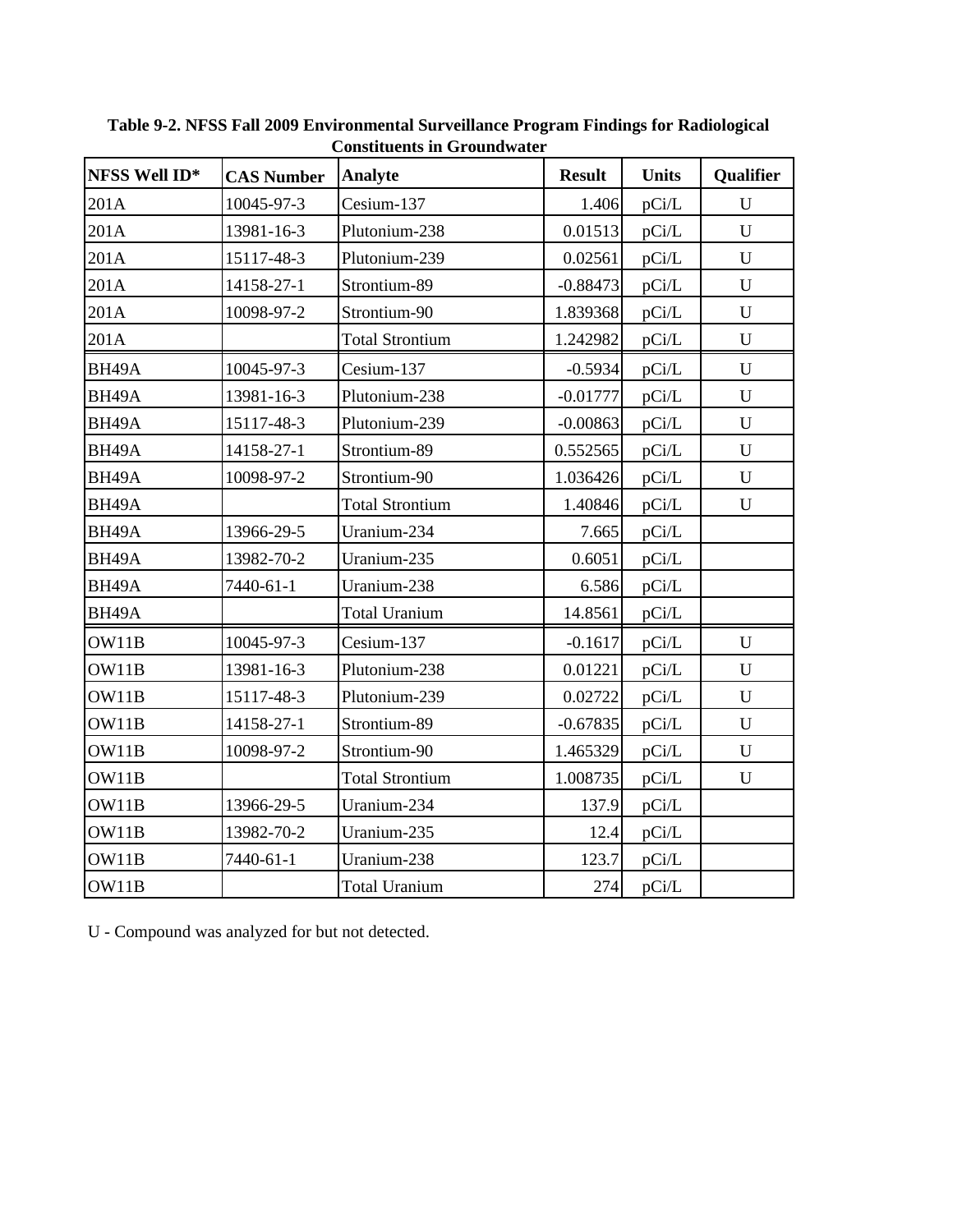**Table 9-2. NFSS Fall 2009 Environmental Surveillance Program Findings for Radiological Constituents in Groundwater**

| NFSS Well ID* | CAS Number | Analyte | Result | Units | Qualifier |
|---|---|---|---|---|---|
| 201A | 10045-97-3 | Cesium-137 | 1.406 | pCi/L | U |
| 201A | 13981-16-3 | Plutonium-238 | 0.01513 | pCi/L | U |
| 201A | 15117-48-3 | Plutonium-239 | 0.02561 | pCi/L | U |
| 201A | 14158-27-1 | Strontium-89 | -0.88473 | pCi/L | U |
| 201A | 10098-97-2 | Strontium-90 | 1.839368 | pCi/L | U |
| 201A | | Total Strontium | 1.242982 | pCi/L | U |
| BH49A | 10045-97-3 | Cesium-137 | -0.5934 | pCi/L | U |
| BH49A | 13981-16-3 | Plutonium-238 | -0.01777 | pCi/L | U |
| BH49A | 15117-48-3 | Plutonium-239 | -0.00863 | pCi/L | U |
| BH49A | 14158-27-1 | Strontium-89 | 0.552565 | pCi/L | U |
| BH49A | 10098-97-2 | Strontium-90 | 1.036426 | pCi/L | U |
| BH49A | | Total Strontium | 1.40846 | pCi/L | U |
| BH49A | 13966-29-5 | Uranium-234 | 7.665 | pCi/L | |
| BH49A | 13982-70-2 | Uranium-235 | 0.6051 | pCi/L | |
| BH49A | 7440-61-1 | Uranium-238 | 6.586 | pCi/L | |
| BH49A | | Total Uranium | 14.8561 | pCi/L | |
| OW11B | 10045-97-3 | Cesium-137 | -0.1617 | pCi/L | U |
| OW11B | 13981-16-3 | Plutonium-238 | 0.01221 | pCi/L | U |
| OW11B | 15117-48-3 | Plutonium-239 | 0.02722 | pCi/L | U |
| OW11B | 14158-27-1 | Strontium-89 | -0.67835 | pCi/L | U |
| OW11B | 10098-97-2 | Strontium-90 | 1.465329 | pCi/L | U |
| OW11B | | Total Strontium | 1.008735 | pCi/L | U |
| OW11B | 13966-29-5 | Uranium-234 | 137.9 | pCi/L | |
| OW11B | 13982-70-2 | Uranium-235 | 12.4 | pCi/L | |
| OW11B | 7440-61-1 | Uranium-238 | 123.7 | pCi/L | |
| OW11B | | Total Uranium | 274 | pCi/L | |

U - Compound was analyzed for but not detected.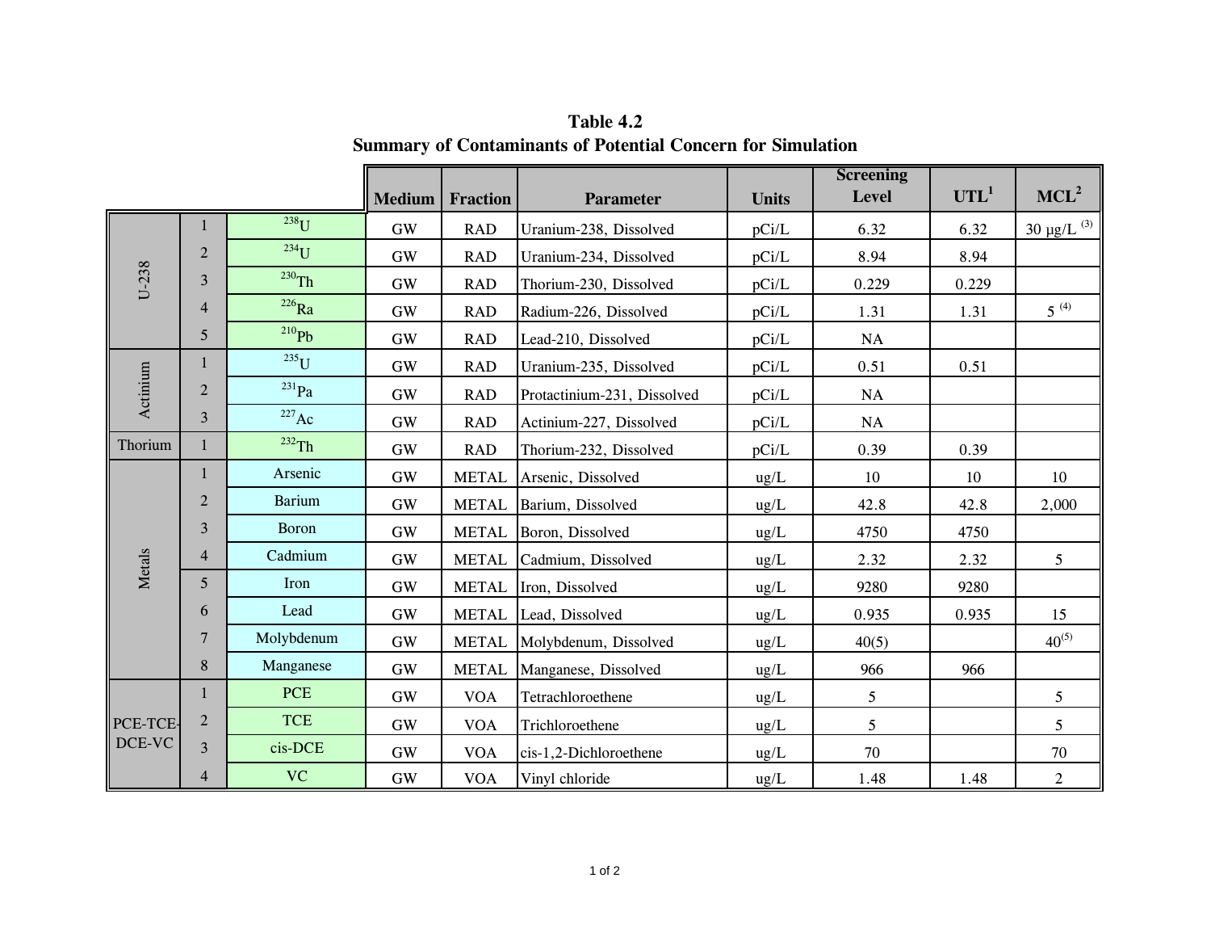# Table 4.2
## Summary of Contaminants of Potential Concern for Simulation

| Group | No. | Constituent | Medium | Fraction | Parameter | Units | Screening Level | UTL[1] | MCL[2] |
|---|---|---|---|---|---|---|---|---|---|
| U-238 | 1 | $^{238}U$ | GW | RAD | Uranium-238, Dissolved | pCi/L | 6.32 | 6.32 | 30 μg/L [(3)] |
| | 2 | $^{234}U$ | GW | RAD | Uranium-234, Dissolved | pCi/L | 8.94 | 8.94 | |
| | 3 | $^{230}Th$ | GW | RAD | Thorium-230, Dissolved | pCi/L | 0.229 | 0.229 | |
| | 4 | $^{226}Ra$ | GW | RAD | Radium-226, Dissolved | pCi/L | 1.31 | 1.31 | 5 [(4)] |
| | 5 | $^{210}Pb$ | GW | RAD | Lead-210, Dissolved | pCi/L | NA | | |
| Actinium | 1 | $^{235}U$ | GW | RAD | Uranium-235, Dissolved | pCi/L | 0.51 | 0.51 | |
| | 2 | $^{231}Pa$ | GW | RAD | Protactinium-231, Dissolved | pCi/L | NA | | |
| | 3 | $^{227}Ac$ | GW | RAD | Actinium-227, Dissolved | pCi/L | NA | | |
| Thorium | 1 | $^{232}Th$ | GW | RAD | Thorium-232, Dissolved | pCi/L | 0.39 | 0.39 | |
| Metals | 1 | Arsenic | GW | METAL | Arsenic, Dissolved | ug/L | 10 | 10 | 10 |
| | 2 | Barium | GW | METAL | Barium, Dissolved | ug/L | 42.8 | 42.8 | 2,000 |
| | 3 | Boron | GW | METAL | Boron, Dissolved | ug/L | 4750 | 4750 | |
| | 4 | Cadmium | GW | METAL | Cadmium, Dissolved | ug/L | 2.32 | 2.32 | 5 |
| | 5 | Iron | GW | METAL | Iron, Dissolved | ug/L | 9280 | 9280 | |
| | 6 | Lead | GW | METAL | Lead, Dissolved | ug/L | 0.935 | 0.935 | 15 |
| | 7 | Molybdenum | GW | METAL | Molybdenum, Dissolved | ug/L | 40(5) | | 40[(5)] |
| | 8 | Manganese | GW | METAL | Manganese, Dissolved | ug/L | 966 | 966 | |
| PCE-TCE-DCE-VC | 1 | PCE | GW | VOA | Tetrachloroethene | ug/L | 5 | | 5 |
| | 2 | TCE | GW | VOA | Trichloroethene | ug/L | 5 | | 5 |
| | 3 | cis-DCE | GW | VOA | cis-1,2-Dichloroethene | ug/L | 70 | | 70 |
| | 4 | VC | GW | VOA | Vinyl chloride | ug/L | 1.48 | 1.48 | 2 |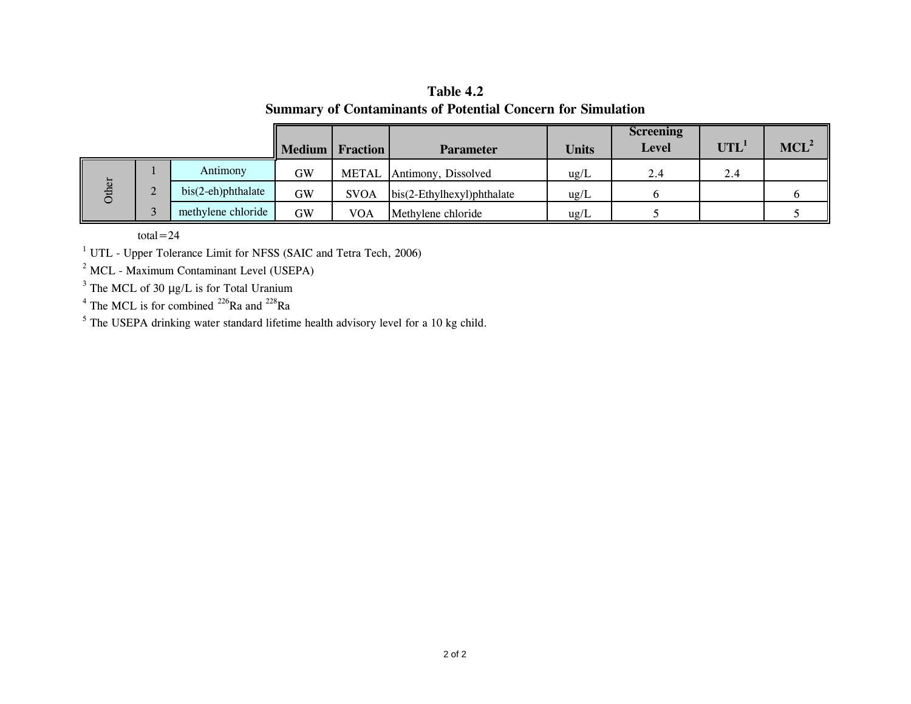**Table 4.2**
**Summary of Contaminants of Potential Concern for Simulation**

| | | | Medium | Fraction | Parameter | Units | Screening Level | UTL[1] | MCL[2] |
|---|---|---|---|---|---|---|---|---|---|
| Other | 1 | Antimony | GW | METAL | Antimony, Dissolved | ug/L | 2.4 | 2.4 | |
| | 2 | bis(2-eh)phthalate | GW | SVOA | bis(2-Ethylhexyl)phthalate | ug/L | 6 | | 6 |
| | 3 | methylene chloride | GW | VOA | Methylene chloride | ug/L | 5 | | 5 |

total=24

[1] UTL - Upper Tolerance Limit for NFSS (SAIC and Tetra Tech, 2006)

[2] MCL - Maximum Contaminant Level (USEPA)

[3] The MCL of 30 µg/L is for Total Uranium

[4] The MCL is for combined $^{226}$Ra and $^{228}$Ra

[5] The USEPA drinking water standard lifetime health advisory level for a 10 kg child.